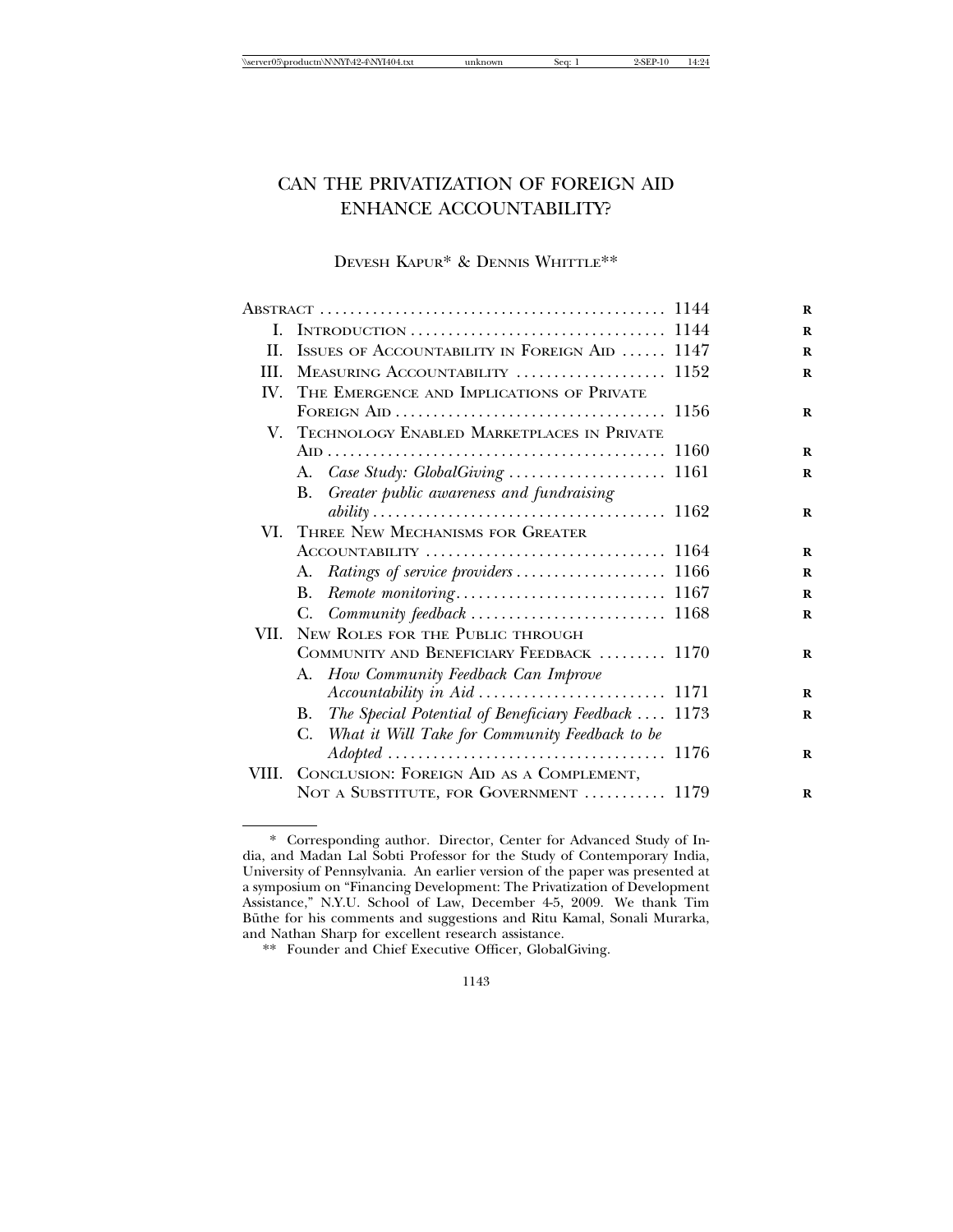# CAN THE PRIVATIZATION OF FOREIGN AID ENHANCE ACCOUNTABILITY?

DEVESH KAPUR* & DENNIS WHITTLE**

| | | |
|---|---|---|
| ABSTRACT | | 1144 |
| I. | INTRODUCTION | 1144 |
| II. | ISSUES OF ACCOUNTABILITY IN FOREIGN AID | 1147 |
| III. | MEASURING ACCOUNTABILITY | 1152 |
| IV. | THE EMERGENCE AND IMPLICATIONS OF PRIVATE FOREIGN AID | 1156 |
| V. | TECHNOLOGY ENABLED MARKETPLACES IN PRIVATE AID | 1160 |
| | A. *Case Study: GlobalGiving* | 1161 |
| | B. *Greater public awareness and fundraising ability* | 1162 |
| VI. | THREE NEW MECHANISMS FOR GREATER ACCOUNTABILITY | 1164 |
| | A. *Ratings of service providers* | 1166 |
| | B. *Remote monitoring* | 1167 |
| | C. *Community feedback* | 1168 |
| VII. | NEW ROLES FOR THE PUBLIC THROUGH COMMUNITY AND BENEFICIARY FEEDBACK | 1170 |
| | A. *How Community Feedback Can Improve Accountability in Aid* | 1171 |
| | B. *The Special Potential of Beneficiary Feedback* | 1173 |
| | C. *What it Will Take for Community Feedback to be Adopted* | 1176 |
| VIII. | CONCLUSION: FOREIGN AID AS A COMPLEMENT, NOT A SUBSTITUTE, FOR GOVERNMENT | 1179 |

---

\* Corresponding author. Director, Center for Advanced Study of India, and Madan Lal Sobti Professor for the Study of Contemporary India, University of Pennsylvania. An earlier version of the paper was presented at a symposium on "Financing Development: The Privatization of Development Assistance," N.Y.U. School of Law, December 4-5, 2009. We thank Tim Büthe for his comments and suggestions and Ritu Kamal, Sonali Murarka, and Nathan Sharp for excellent research assistance.

\*\* Founder and Chief Executive Officer, GlobalGiving.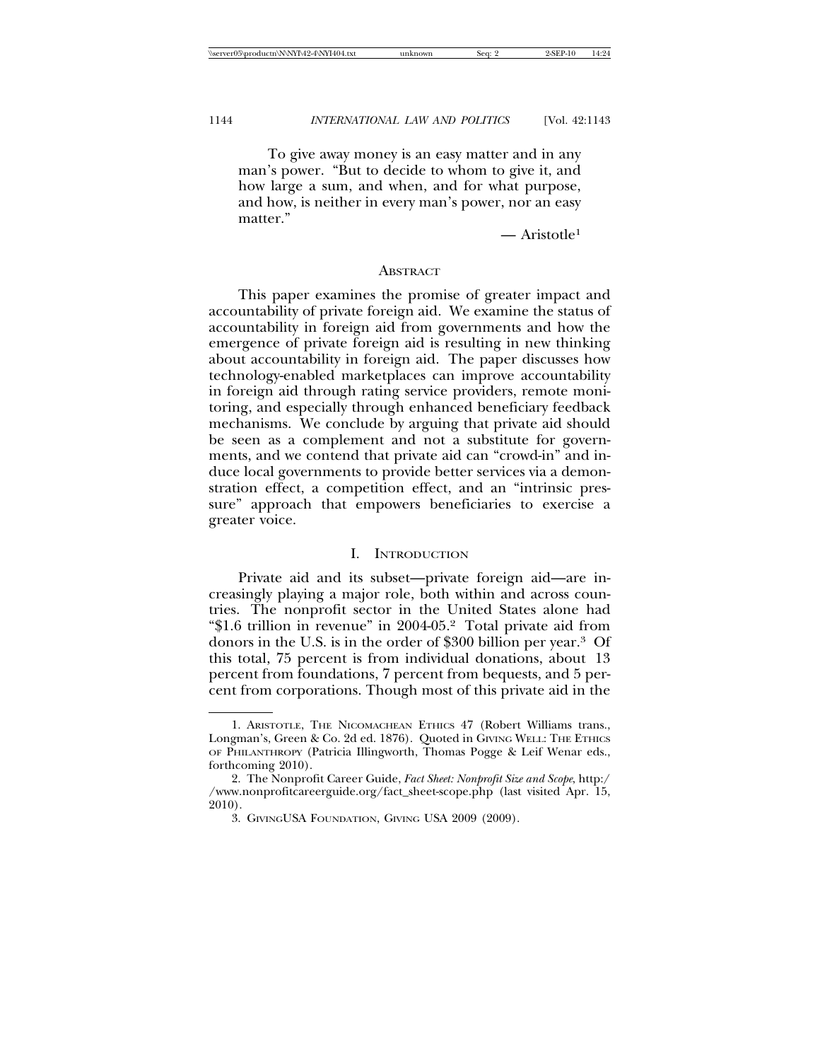> To give away money is an easy matter and in any man's power. "But to decide to whom to give it, and how large a sum, and when, and for what purpose, and how, is neither in every man's power, nor an easy matter."
>
> — Aristotle[1]

## Abstract

This paper examines the promise of greater impact and accountability of private foreign aid. We examine the status of accountability in foreign aid from governments and how the emergence of private foreign aid is resulting in new thinking about accountability in foreign aid. The paper discusses how technology-enabled marketplaces can improve accountability in foreign aid through rating service providers, remote monitoring, and especially through enhanced beneficiary feedback mechanisms. We conclude by arguing that private aid should be seen as a complement and not a substitute for governments, and we contend that private aid can "crowd-in" and induce local governments to provide better services via a demonstration effect, a competition effect, and an "intrinsic pressure" approach that empowers beneficiaries to exercise a greater voice.

## I. Introduction

Private aid and its subset—private foreign aid—are increasingly playing a major role, both within and across countries. The nonprofit sector in the United States alone had "$1.6 trillion in revenue" in 2004-05.[2] Total private aid from donors in the U.S. is in the order of $300 billion per year.[3] Of this total, 75 percent is from individual donations, about 13 percent from foundations, 7 percent from bequests, and 5 percent from corporations. Though most of this private aid in the

---

1. Aristotle, The Nicomachean Ethics 47 (Robert Williams trans., Longman's, Green & Co. 2d ed. 1876). Quoted in Giving Well: The Ethics of Philanthropy (Patricia Illingworth, Thomas Pogge & Leif Wenar eds., forthcoming 2010).

2. The Nonprofit Career Guide, *Fact Sheet: Nonprofit Size and Scope*, http://www.nonprofitcareerguide.org/fact_sheet-scope.php (last visited Apr. 15, 2010).

3. GivingUSA Foundation, Giving USA 2009 (2009).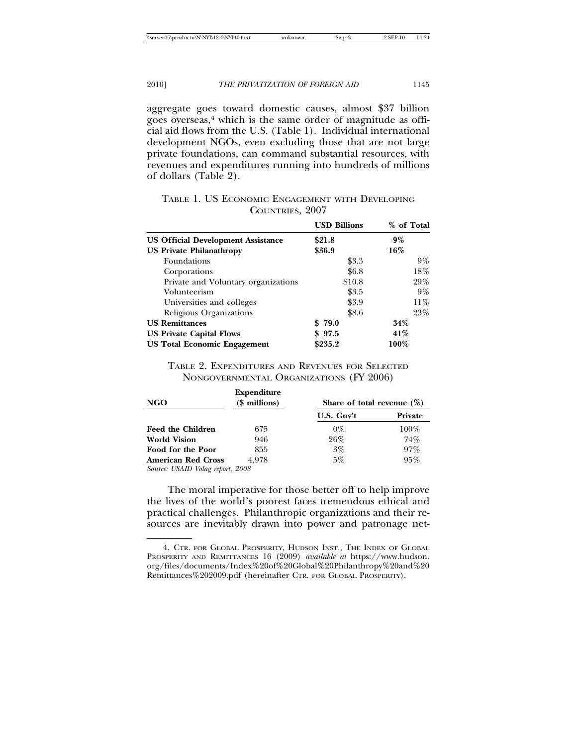aggregate goes toward domestic causes, almost $37 billion goes overseas,[4] which is the same order of magnitude as official aid flows from the U.S. (Table 1). Individual international development NGOs, even excluding those that are not large private foundations, can command substantial resources, with revenues and expenditures running into hundreds of millions of dollars (Table 2).

TABLE 1. US ECONOMIC ENGAGEMENT WITH DEVELOPING COUNTRIES, 2007

| | USD Billions | | % of Total | |
|---|---|---|---|---|
| **US Official Development Assistance** | **$21.8** | | **9%** | |
| **US Private Philanathropy** | **$36.9** | | **16%** | |
| Foundations | | $3.3 | | 9% |
| Corporations | | $6.8 | | 18% |
| Private and Voluntary organizations | | $10.8 | | 29% |
| Volunteerism | | $3.5 | | 9% |
| Universities and colleges | | $3.9 | | 11% |
| Religious Organizations | | $8.6 | | 23% |
| **US Remittances** | **$ 79.0** | | **34%** | |
| **US Private Capital Flows** | **$ 97.5** | | **41%** | |
| **US Total Economic Engagement** | **$235.2** | | **100%** | |

TABLE 2. EXPENDITURES AND REVENUES FOR SELECTED NONGOVERNMENTAL ORGANIZATIONS (FY 2006)

| NGO | Expenditure ($ millions) | Share of total revenue (%) | |
|---|---|---|---|
| | | U.S. Gov't | Private |
| **Feed the Children** | 675 | 0% | 100% |
| **World Vision** | 946 | 26% | 74% |
| **Food for the Poor** | 855 | 3% | 97% |
| **American Red Cross** | 4,978 | 5% | 95% |

*Source: USAID Volag report, 2008*

The moral imperative for those better off to help improve the lives of the world's poorest faces tremendous ethical and practical challenges. Philanthropic organizations and their resources are inevitably drawn into power and patronage net-

---

4. CTR. FOR GLOBAL PROSPERITY, HUDSON INST., THE INDEX OF GLOBAL PROSPERITY AND REMITTANCES 16 (2009) *available at* https://www.hudson.org/files/documents/Index%20of%20Global%20Philanthropy%20and%20Remittances%202009.pdf (hereinafter CTR. FOR GLOBAL PROSPERITY).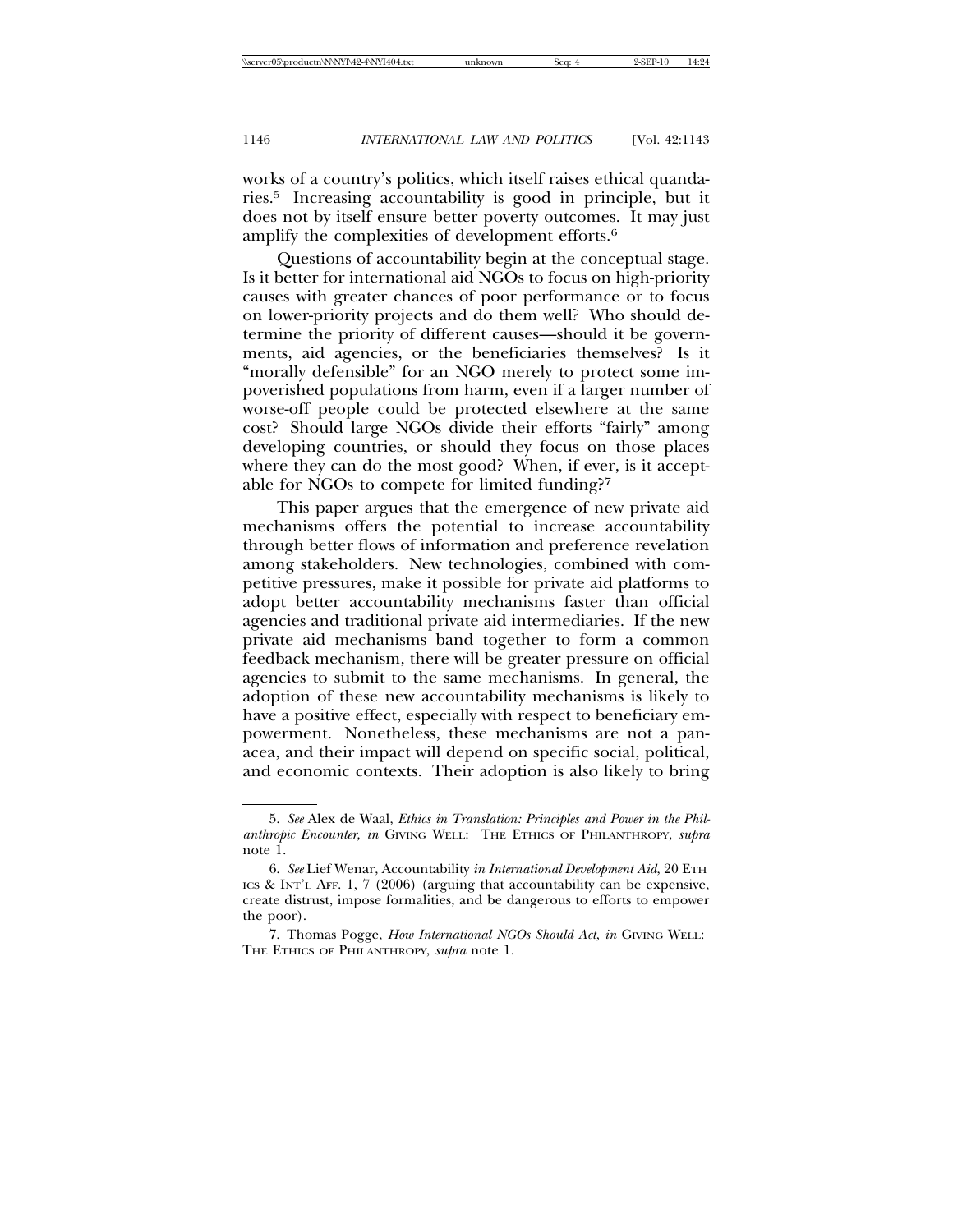works of a country's politics, which itself raises ethical quandaries.[5] Increasing accountability is good in principle, but it does not by itself ensure better poverty outcomes. It may just amplify the complexities of development efforts.[6]

Questions of accountability begin at the conceptual stage. Is it better for international aid NGOs to focus on high-priority causes with greater chances of poor performance or to focus on lower-priority projects and do them well? Who should determine the priority of different causes—should it be governments, aid agencies, or the beneficiaries themselves? Is it "morally defensible" for an NGO merely to protect some impoverished populations from harm, even if a larger number of worse-off people could be protected elsewhere at the same cost? Should large NGOs divide their efforts "fairly" among developing countries, or should they focus on those places where they can do the most good? When, if ever, is it acceptable for NGOs to compete for limited funding?[7]

This paper argues that the emergence of new private aid mechanisms offers the potential to increase accountability through better flows of information and preference revelation among stakeholders. New technologies, combined with competitive pressures, make it possible for private aid platforms to adopt better accountability mechanisms faster than official agencies and traditional private aid intermediaries. If the new private aid mechanisms band together to form a common feedback mechanism, there will be greater pressure on official agencies to submit to the same mechanisms. In general, the adoption of these new accountability mechanisms is likely to have a positive effect, especially with respect to beneficiary empowerment. Nonetheless, these mechanisms are not a panacea, and their impact will depend on specific social, political, and economic contexts. Their adoption is also likely to bring

---

5. *See* Alex de Waal, *Ethics in Translation: Principles and Power in the Philanthropic Encounter, in* GIVING WELL: THE ETHICS OF PHILANTHROPY, *supra* note 1.

6. *See* Lief Wenar, Accountability *in International Development Aid*, 20 ETHICS & INT'L AFF. 1, 7 (2006) (arguing that accountability can be expensive, create distrust, impose formalities, and be dangerous to efforts to empower the poor).

7. Thomas Pogge, *How International NGOs Should Act*, *in* GIVING WELL: THE ETHICS OF PHILANTHROPY, *supra* note 1.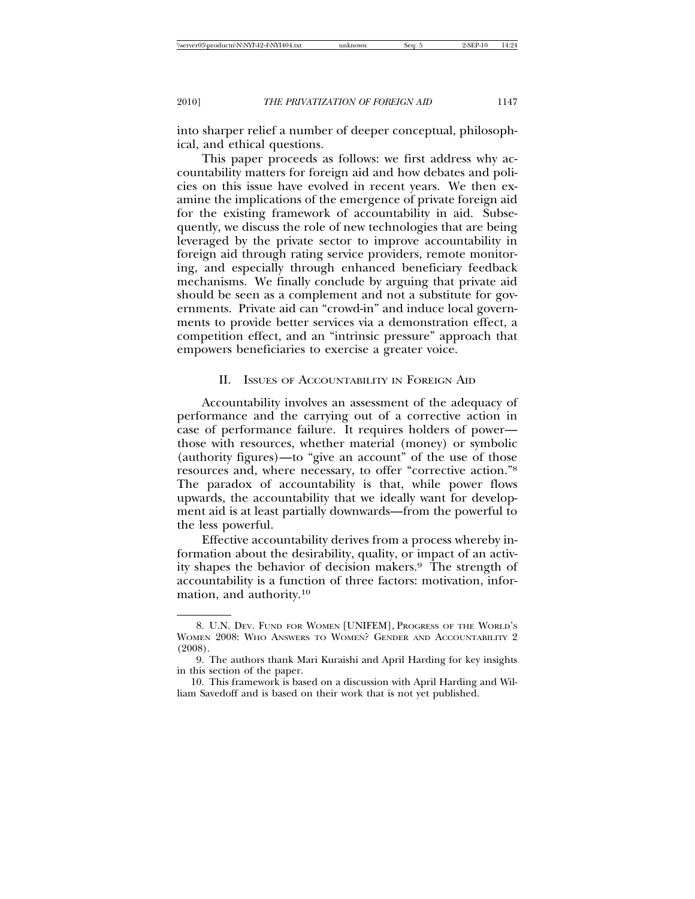into sharper relief a number of deeper conceptual, philosophical, and ethical questions.

This paper proceeds as follows: we first address why accountability matters for foreign aid and how debates and policies on this issue have evolved in recent years. We then examine the implications of the emergence of private foreign aid for the existing framework of accountability in aid. Subsequently, we discuss the role of new technologies that are being leveraged by the private sector to improve accountability in foreign aid through rating service providers, remote monitoring, and especially through enhanced beneficiary feedback mechanisms. We finally conclude by arguing that private aid should be seen as a complement and not a substitute for governments. Private aid can "crowd-in" and induce local governments to provide better services via a demonstration effect, a competition effect, and an "intrinsic pressure" approach that empowers beneficiaries to exercise a greater voice.

## II. Issues of Accountability in Foreign Aid

Accountability involves an assessment of the adequacy of performance and the carrying out of a corrective action in case of performance failure. It requires holders of power—those with resources, whether material (money) or symbolic (authority figures)—to "give an account" of the use of those resources and, where necessary, to offer "corrective action."[8] The paradox of accountability is that, while power flows upwards, the accountability that we ideally want for development aid is at least partially downwards—from the powerful to the less powerful.

Effective accountability derives from a process whereby information about the desirability, quality, or impact of an activity shapes the behavior of decision makers.[9] The strength of accountability is a function of three factors: motivation, information, and authority.[10]

---

8. U.N. Dev. Fund for Women [UNIFEM], Progress of the World's Women 2008: Who Answers to Women? Gender and Accountability 2 (2008).

9. The authors thank Mari Kuraishi and April Harding for key insights in this section of the paper.

10. This framework is based on a discussion with April Harding and William Savedoff and is based on their work that is not yet published.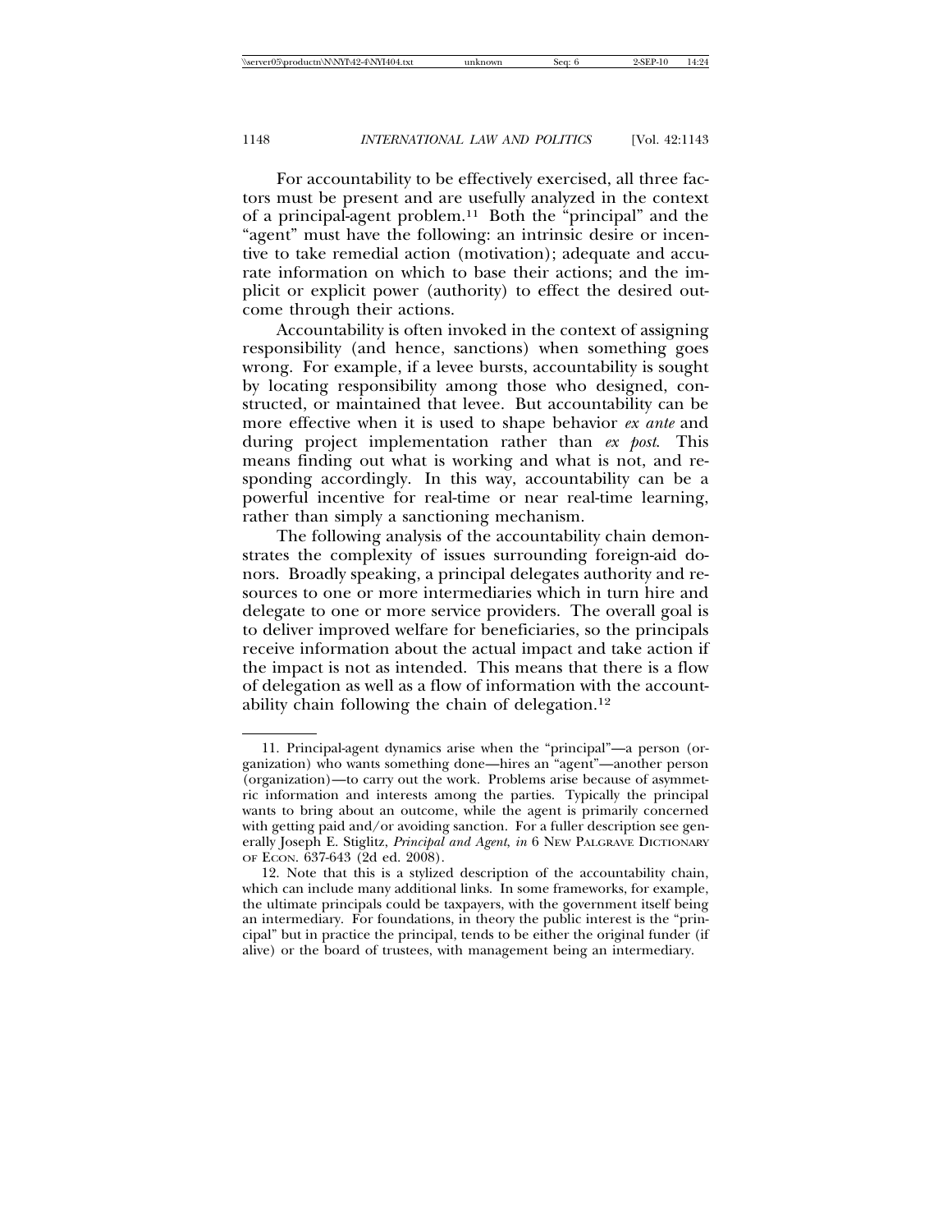For accountability to be effectively exercised, all three factors must be present and are usefully analyzed in the context of a principal-agent problem.[11] Both the "principal" and the "agent" must have the following: an intrinsic desire or incentive to take remedial action (motivation); adequate and accurate information on which to base their actions; and the implicit or explicit power (authority) to effect the desired outcome through their actions.

Accountability is often invoked in the context of assigning responsibility (and hence, sanctions) when something goes wrong. For example, if a levee bursts, accountability is sought by locating responsibility among those who designed, constructed, or maintained that levee. But accountability can be more effective when it is used to shape behavior *ex ante* and during project implementation rather than *ex post*. This means finding out what is working and what is not, and responding accordingly. In this way, accountability can be a powerful incentive for real-time or near real-time learning, rather than simply a sanctioning mechanism.

The following analysis of the accountability chain demonstrates the complexity of issues surrounding foreign-aid donors. Broadly speaking, a principal delegates authority and resources to one or more intermediaries which in turn hire and delegate to one or more service providers. The overall goal is to deliver improved welfare for beneficiaries, so the principals receive information about the actual impact and take action if the impact is not as intended. This means that there is a flow of delegation as well as a flow of information with the accountability chain following the chain of delegation.[12]

---

11. Principal-agent dynamics arise when the "principal"—a person (organization) who wants something done—hires an "agent"—another person (organization)—to carry out the work. Problems arise because of asymmetric information and interests among the parties. Typically the principal wants to bring about an outcome, while the agent is primarily concerned with getting paid and/or avoiding sanction. For a fuller description see generally Joseph E. Stiglitz, *Principal and Agent*, *in* 6 NEW PALGRAVE DICTIONARY OF ECON. 637-643 (2d ed. 2008).

12. Note that this is a stylized description of the accountability chain, which can include many additional links. In some frameworks, for example, the ultimate principals could be taxpayers, with the government itself being an intermediary. For foundations, in theory the public interest is the "principal" but in practice the principal, tends to be either the original funder (if alive) or the board of trustees, with management being an intermediary.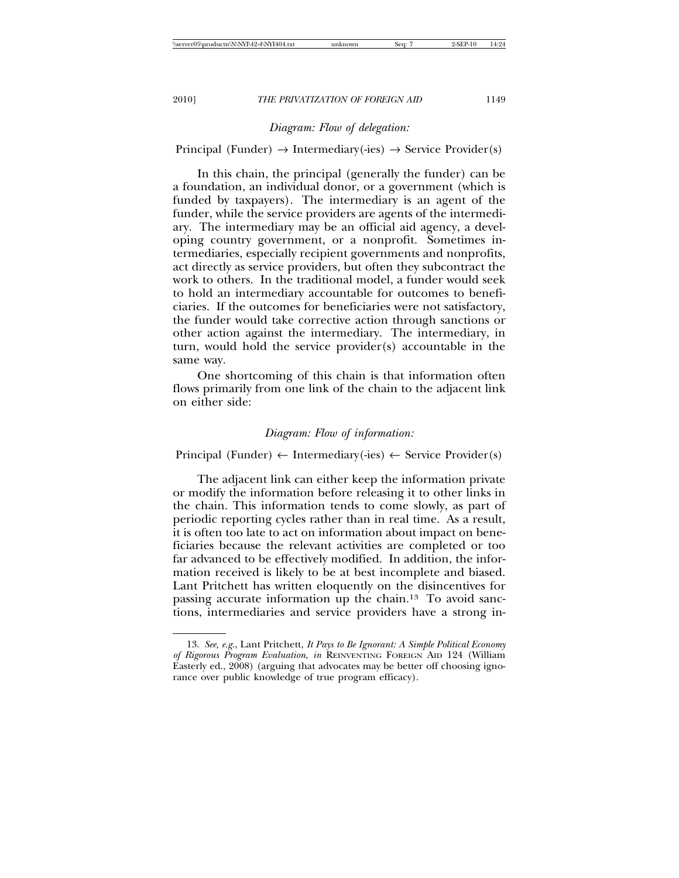*Diagram: Flow of delegation:*

Principal (Funder) → Intermediary(-ies) → Service Provider(s)

In this chain, the principal (generally the funder) can be a foundation, an individual donor, or a government (which is funded by taxpayers). The intermediary is an agent of the funder, while the service providers are agents of the intermediary. The intermediary may be an official aid agency, a developing country government, or a nonprofit. Sometimes intermediaries, especially recipient governments and nonprofits, act directly as service providers, but often they subcontract the work to others. In the traditional model, a funder would seek to hold an intermediary accountable for outcomes to beneficiaries. If the outcomes for beneficiaries were not satisfactory, the funder would take corrective action through sanctions or other action against the intermediary. The intermediary, in turn, would hold the service provider(s) accountable in the same way.

One shortcoming of this chain is that information often flows primarily from one link of the chain to the adjacent link on either side:

*Diagram: Flow of information:*

Principal (Funder) ← Intermediary(-ies) ← Service Provider(s)

The adjacent link can either keep the information private or modify the information before releasing it to other links in the chain. This information tends to come slowly, as part of periodic reporting cycles rather than in real time. As a result, it is often too late to act on information about impact on beneficiaries because the relevant activities are completed or too far advanced to be effectively modified. In addition, the information received is likely to be at best incomplete and biased. Lant Pritchett has written eloquently on the disincentives for passing accurate information up the chain.[13] To avoid sanctions, intermediaries and service providers have a strong in-

---

13. *See, e.g.*, Lant Pritchett, *It Pays to Be Ignorant: A Simple Political Economy of Rigorous Program Evaluation*, *in* REINVENTING FOREIGN AID 124 (William Easterly ed., 2008) (arguing that advocates may be better off choosing ignorance over public knowledge of true program efficacy).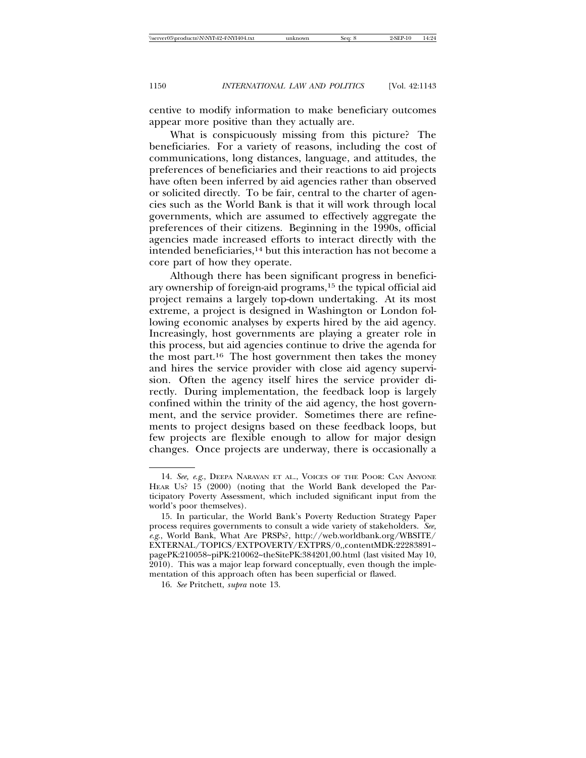centive to modify information to make beneficiary outcomes appear more positive than they actually are.

What is conspicuously missing from this picture? The beneficiaries. For a variety of reasons, including the cost of communications, long distances, language, and attitudes, the preferences of beneficiaries and their reactions to aid projects have often been inferred by aid agencies rather than observed or solicited directly. To be fair, central to the charter of agencies such as the World Bank is that it will work through local governments, which are assumed to effectively aggregate the preferences of their citizens. Beginning in the 1990s, official agencies made increased efforts to interact directly with the intended beneficiaries,[14] but this interaction has not become a core part of how they operate.

Although there has been significant progress in beneficiary ownership of foreign-aid programs,[15] the typical official aid project remains a largely top-down undertaking. At its most extreme, a project is designed in Washington or London following economic analyses by experts hired by the aid agency. Increasingly, host governments are playing a greater role in this process, but aid agencies continue to drive the agenda for the most part.[16] The host government then takes the money and hires the service provider with close aid agency supervision. Often the agency itself hires the service provider directly. During implementation, the feedback loop is largely confined within the trinity of the aid agency, the host government, and the service provider. Sometimes there are refinements to project designs based on these feedback loops, but few projects are flexible enough to allow for major design changes. Once projects are underway, there is occasionally a

---

14. *See, e.g.*, DEEPA NARAYAN ET AL., VOICES OF THE POOR: CAN ANYONE HEAR US? 15 (2000) (noting that the World Bank developed the Participatory Poverty Assessment, which included significant input from the world's poor themselves).

15. In particular, the World Bank's Poverty Reduction Strategy Paper process requires governments to consult a wide variety of stakeholders. *See, e.g.*, World Bank, What Are PRSPs?, http://web.worldbank.org/WBSITE/EXTERNAL/TOPICS/EXTPOVERTY/EXTPRS/0,,contentMDK:22283891~pagePK:210058~piPK:210062~theSitePK:384201,00.html (last visited May 10, 2010). This was a major leap forward conceptually, even though the implementation of this approach often has been superficial or flawed.

16. *See* Pritchett, *supra* note 13.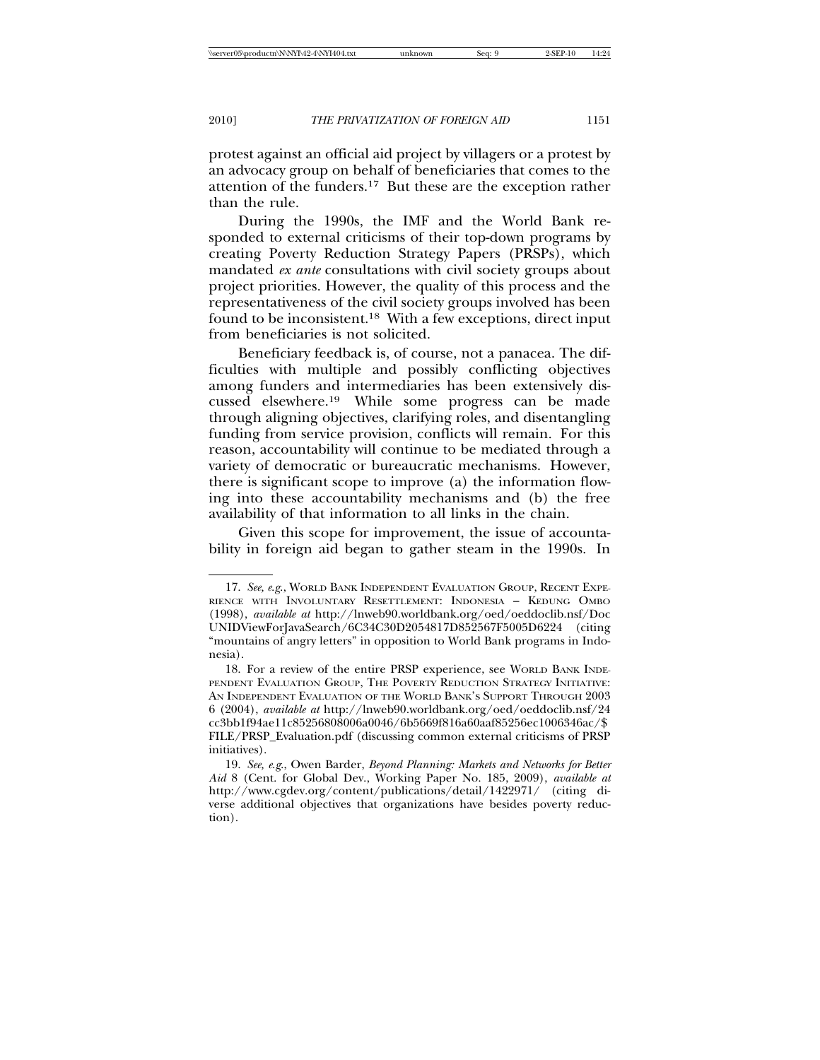protest against an official aid project by villagers or a protest by an advocacy group on behalf of beneficiaries that comes to the attention of the funders.[17] But these are the exception rather than the rule.

During the 1990s, the IMF and the World Bank responded to external criticisms of their top-down programs by creating Poverty Reduction Strategy Papers (PRSPs), which mandated *ex ante* consultations with civil society groups about project priorities. However, the quality of this process and the representativeness of the civil society groups involved has been found to be inconsistent.[18] With a few exceptions, direct input from beneficiaries is not solicited.

Beneficiary feedback is, of course, not a panacea. The difficulties with multiple and possibly conflicting objectives among funders and intermediaries has been extensively discussed elsewhere.[19] While some progress can be made through aligning objectives, clarifying roles, and disentangling funding from service provision, conflicts will remain. For this reason, accountability will continue to be mediated through a variety of democratic or bureaucratic mechanisms. However, there is significant scope to improve (a) the information flowing into these accountability mechanisms and (b) the free availability of that information to all links in the chain.

Given this scope for improvement, the issue of accountability in foreign aid began to gather steam in the 1990s. In

---

17. *See, e.g.*, World Bank Independent Evaluation Group, Recent Experience with Involuntary Resettlement: Indonesia – Kedung Ombo (1998), *available at* http://lnweb90.worldbank.org/oed/oeddoclib.nsf/DocUNIDViewForJavaSearch/6C34C30D2054817D852567F5005D6224 (citing "mountains of angry letters" in opposition to World Bank programs in Indonesia).

18. For a review of the entire PRSP experience, see World Bank Independent Evaluation Group, The Poverty Reduction Strategy Initiative: An Independent Evaluation of the World Bank's Support Through 2003 6 (2004), *available at* http://lnweb90.worldbank.org/oed/oeddoclib.nsf/24cc3bb1f94ae11c85256808006a0046/6b5669f816a60aaf85256ec1006346ac/$FILE/PRSP_Evaluation.pdf (discussing common external criticisms of PRSP initiatives).

19. *See, e.g.*, Owen Barder, *Beyond Planning: Markets and Networks for Better Aid* 8 (Cent. for Global Dev., Working Paper No. 185, 2009), *available at* http://www.cgdev.org/content/publications/detail/1422971/ (citing diverse additional objectives that organizations have besides poverty reduction).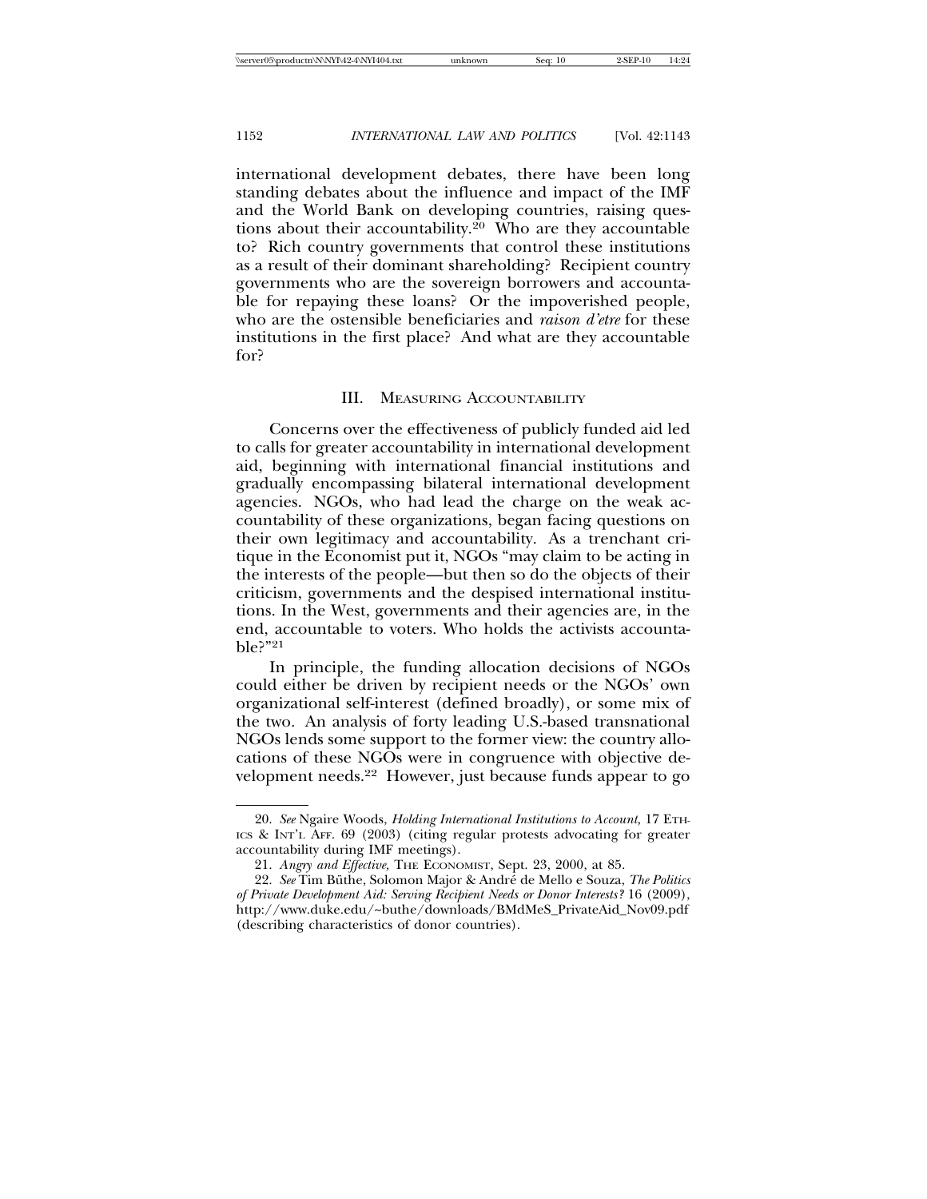international development debates, there have been long standing debates about the influence and impact of the IMF and the World Bank on developing countries, raising questions about their accountability.[20] Who are they accountable to? Rich country governments that control these institutions as a result of their dominant shareholding? Recipient country governments who are the sovereign borrowers and accountable for repaying these loans? Or the impoverished people, who are the ostensible beneficiaries and *raison d'etre* for these institutions in the first place? And what are they accountable for?

## III. MEASURING ACCOUNTABILITY

Concerns over the effectiveness of publicly funded aid led to calls for greater accountability in international development aid, beginning with international financial institutions and gradually encompassing bilateral international development agencies. NGOs, who had lead the charge on the weak accountability of these organizations, began facing questions on their own legitimacy and accountability. As a trenchant critique in the Economist put it, NGOs "may claim to be acting in the interests of the people—but then so do the objects of their criticism, governments and the despised international institutions. In the West, governments and their agencies are, in the end, accountable to voters. Who holds the activists accountable?"[21]

In principle, the funding allocation decisions of NGOs could either be driven by recipient needs or the NGOs' own organizational self-interest (defined broadly), or some mix of the two. An analysis of forty leading U.S.-based transnational NGOs lends some support to the former view: the country allocations of these NGOs were in congruence with objective development needs.[22] However, just because funds appear to go

---

20. *See* Ngaire Woods, *Holding International Institutions to Account,* 17 ETHICS & INT'L AFF. 69 (2003) (citing regular protests advocating for greater accountability during IMF meetings).

21. *Angry and Effective,* THE ECONOMIST, Sept. 23, 2000, at 85.

22. *See* Tim Büthe, Solomon Major & André de Mello e Souza, *The Politics of Private Development Aid: Serving Recipient Needs or Donor Interests?* 16 (2009), http://www.duke.edu/~buthe/downloads/BMdMeS_PrivateAid_Nov09.pdf (describing characteristics of donor countries).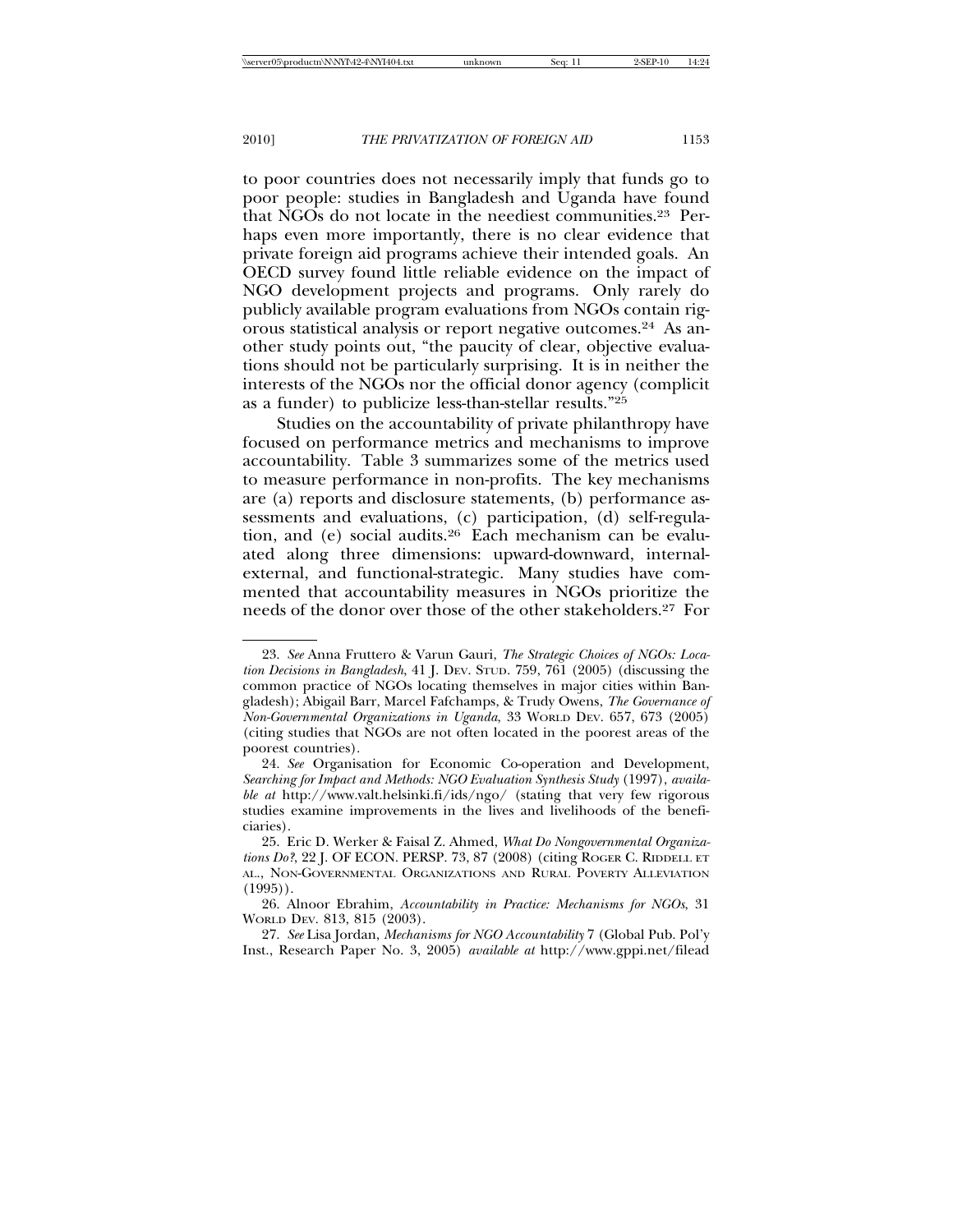to poor countries does not necessarily imply that funds go to poor people: studies in Bangladesh and Uganda have found that NGOs do not locate in the neediest communities.[23] Perhaps even more importantly, there is no clear evidence that private foreign aid programs achieve their intended goals. An OECD survey found little reliable evidence on the impact of NGO development projects and programs. Only rarely do publicly available program evaluations from NGOs contain rigorous statistical analysis or report negative outcomes.[24] As another study points out, "the paucity of clear, objective evaluations should not be particularly surprising. It is in neither the interests of the NGOs nor the official donor agency (complicit as a funder) to publicize less-than-stellar results."[25]

Studies on the accountability of private philanthropy have focused on performance metrics and mechanisms to improve accountability. Table 3 summarizes some of the metrics used to measure performance in non-profits. The key mechanisms are (a) reports and disclosure statements, (b) performance assessments and evaluations, (c) participation, (d) self-regulation, and (e) social audits.[26] Each mechanism can be evaluated along three dimensions: upward-downward, internal-external, and functional-strategic. Many studies have commented that accountability measures in NGOs prioritize the needs of the donor over those of the other stakeholders.[27] For

---

23. *See* Anna Fruttero & Varun Gauri, *The Strategic Choices of NGOs: Location Decisions in Bangladesh*, 41 J. DEV. STUD. 759, 761 (2005) (discussing the common practice of NGOs locating themselves in major cities within Bangladesh); Abigail Barr, Marcel Fafchamps, & Trudy Owens, *The Governance of Non-Governmental Organizations in Uganda*, 33 WORLD DEV. 657, 673 (2005) (citing studies that NGOs are not often located in the poorest areas of the poorest countries).

24. *See* Organisation for Economic Co-operation and Development, *Searching for Impact and Methods: NGO Evaluation Synthesis Study* (1997), *available at* http://www.valt.helsinki.fi/ids/ngo/ (stating that very few rigorous studies examine improvements in the lives and livelihoods of the beneficiaries).

25. Eric D. Werker & Faisal Z. Ahmed, *What Do Nongovernmental Organizations Do?*, 22 J. OF ECON. PERSP. 73, 87 (2008) (citing ROGER C. RIDDELL ET AL., NON-GOVERNMENTAL ORGANIZATIONS AND RURAL POVERTY ALLEVIATION (1995)).

26. Alnoor Ebrahim, *Accountability in Practice: Mechanisms for NGOs*, 31 WORLD DEV. 813, 815 (2003).

27. *See* Lisa Jordan, *Mechanisms for NGO Accountability* 7 (Global Pub. Pol'y Inst., Research Paper No. 3, 2005) *available at* http://www.gppi.net/filead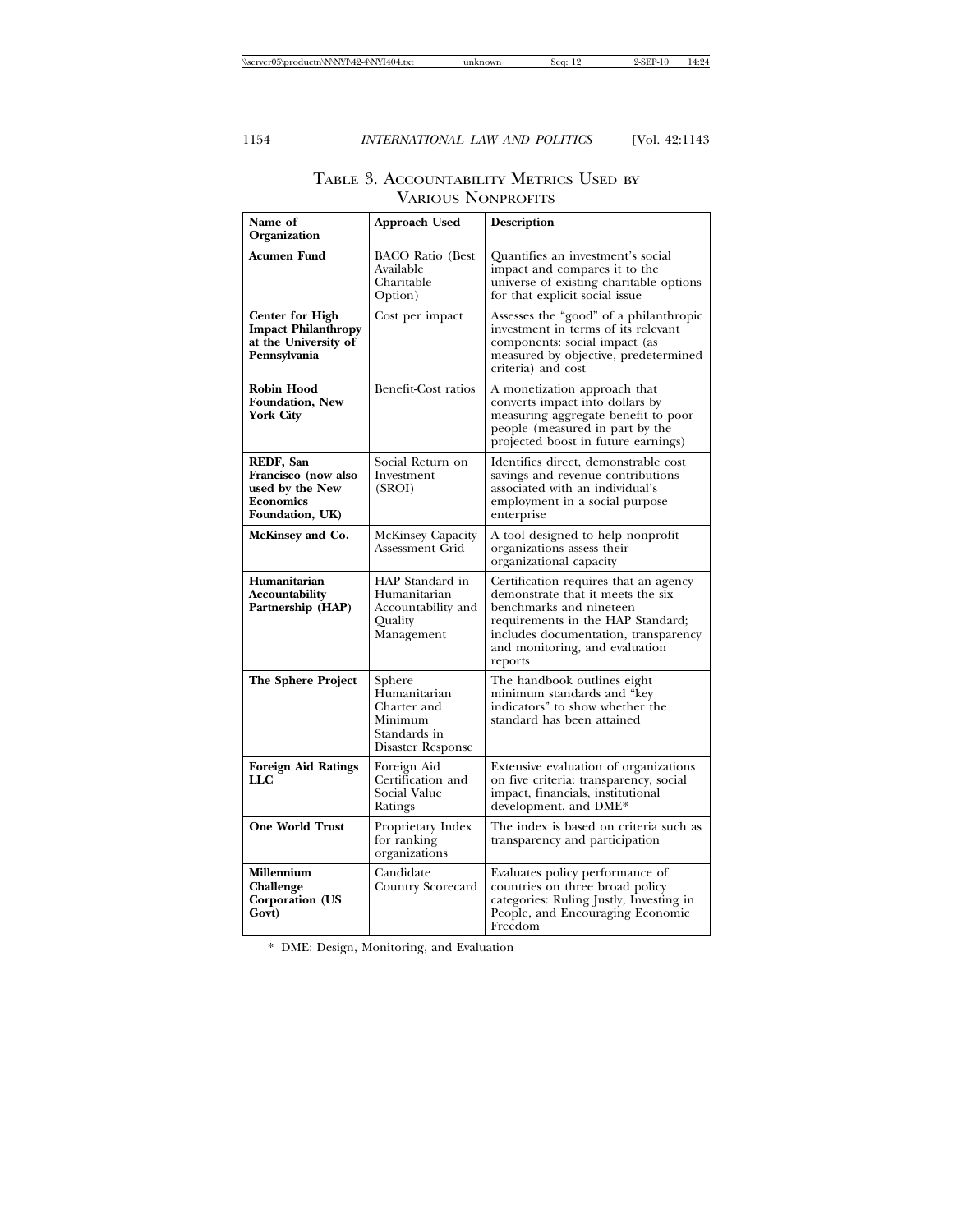### TABLE 3. ACCOUNTABILITY METRICS USED BY VARIOUS NONPROFITS

| Name of Organization | Approach Used | Description |
|---|---|---|
| **Acumen Fund** | BACO Ratio (Best Available Charitable Option) | Quantifies an investment's social impact and compares it to the universe of existing charitable options for that explicit social issue |
| **Center for High Impact Philanthropy at the University of Pennsylvania** | Cost per impact | Assesses the "good" of a philanthropic investment in terms of its relevant components: social impact (as measured by objective, predetermined criteria) and cost |
| **Robin Hood Foundation, New York City** | Benefit-Cost ratios | A monetization approach that converts impact into dollars by measuring aggregate benefit to poor people (measured in part by the projected boost in future earnings) |
| **REDF, San Francisco (now also used by the New Economics Foundation, UK)** | Social Return on Investment (SROI) | Identifies direct, demonstrable cost savings and revenue contributions associated with an individual's employment in a social purpose enterprise |
| **McKinsey and Co.** | McKinsey Capacity Assessment Grid | A tool designed to help nonprofit organizations assess their organizational capacity |
| **Humanitarian Accountability Partnership (HAP)** | HAP Standard in Humanitarian Accountability and Quality Management | Certification requires that an agency demonstrate that it meets the six benchmarks and nineteen requirements in the HAP Standard; includes documentation, transparency and monitoring, and evaluation reports |
| **The Sphere Project** | Sphere Humanitarian Charter and Minimum Standards in Disaster Response | The handbook outlines eight minimum standards and "key indicators" to show whether the standard has been attained |
| **Foreign Aid Ratings LLC** | Foreign Aid Certification and Social Value Ratings | Extensive evaluation of organizations on five criteria: transparency, social impact, financials, institutional development, and DME* |
| **One World Trust** | Proprietary Index for ranking organizations | The index is based on criteria such as transparency and participation |
| **Millennium Challenge Corporation (US Govt)** | Candidate Country Scorecard | Evaluates policy performance of countries on three broad policy categories: Ruling Justly, Investing in People, and Encouraging Economic Freedom |

* DME: Design, Monitoring, and Evaluation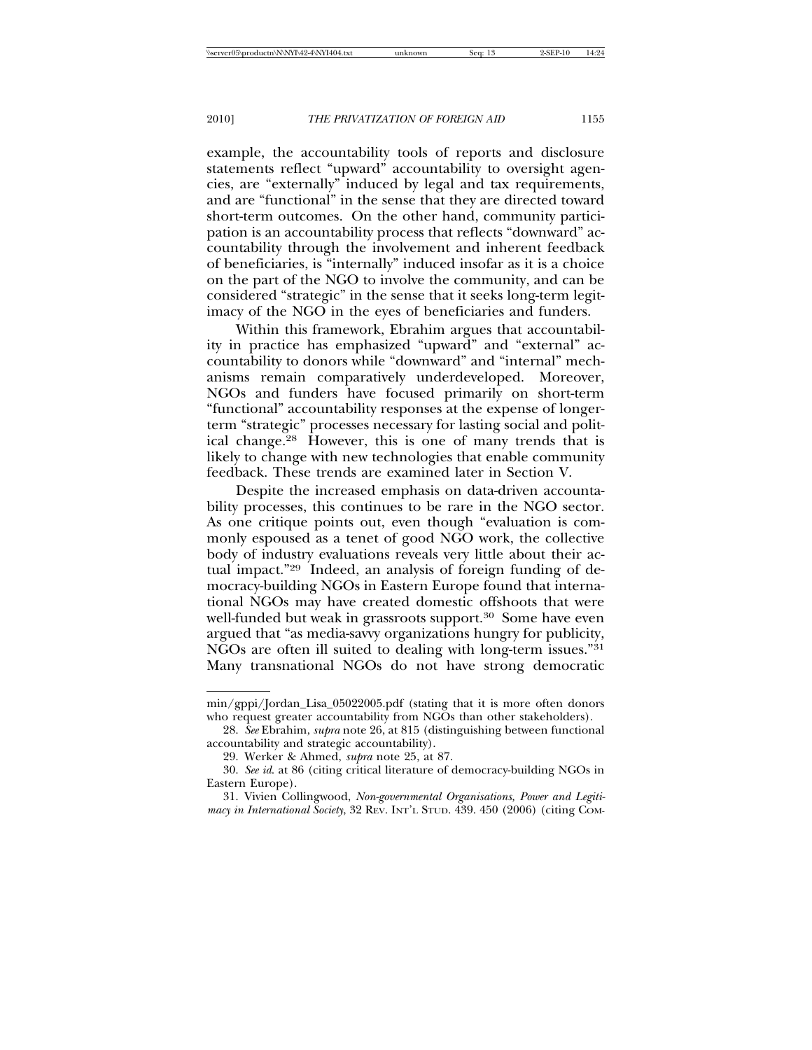example, the accountability tools of reports and disclosure statements reflect "upward" accountability to oversight agencies, are "externally" induced by legal and tax requirements, and are "functional" in the sense that they are directed toward short-term outcomes. On the other hand, community participation is an accountability process that reflects "downward" accountability through the involvement and inherent feedback of beneficiaries, is "internally" induced insofar as it is a choice on the part of the NGO to involve the community, and can be considered "strategic" in the sense that it seeks long-term legitimacy of the NGO in the eyes of beneficiaries and funders.

Within this framework, Ebrahim argues that accountability in practice has emphasized "upward" and "external" accountability to donors while "downward" and "internal" mechanisms remain comparatively underdeveloped. Moreover, NGOs and funders have focused primarily on short-term "functional" accountability responses at the expense of longer-term "strategic" processes necessary for lasting social and political change.[28] However, this is one of many trends that is likely to change with new technologies that enable community feedback. These trends are examined later in Section V.

Despite the increased emphasis on data-driven accountability processes, this continues to be rare in the NGO sector. As one critique points out, even though "evaluation is commonly espoused as a tenet of good NGO work, the collective body of industry evaluations reveals very little about their actual impact."[29] Indeed, an analysis of foreign funding of democracy-building NGOs in Eastern Europe found that international NGOs may have created domestic offshoots that were well-funded but weak in grassroots support.[30] Some have even argued that "as media-savvy organizations hungry for publicity, NGOs are often ill suited to dealing with long-term issues."[31] Many transnational NGOs do not have strong democratic

---

min/gppi/Jordan_Lisa_05022005.pdf (stating that it is more often donors who request greater accountability from NGOs than other stakeholders).

28. *See* Ebrahim, *supra* note 26, at 815 (distinguishing between functional accountability and strategic accountability).

29. Werker & Ahmed, *supra* note 25, at 87.

30. *See id.* at 86 (citing critical literature of democracy-building NGOs in Eastern Europe).

31. Vivien Collingwood, *Non-governmental Organisations, Power and Legitimacy in International Society*, 32 REV. INT'L STUD. 439. 450 (2006) (citing COM-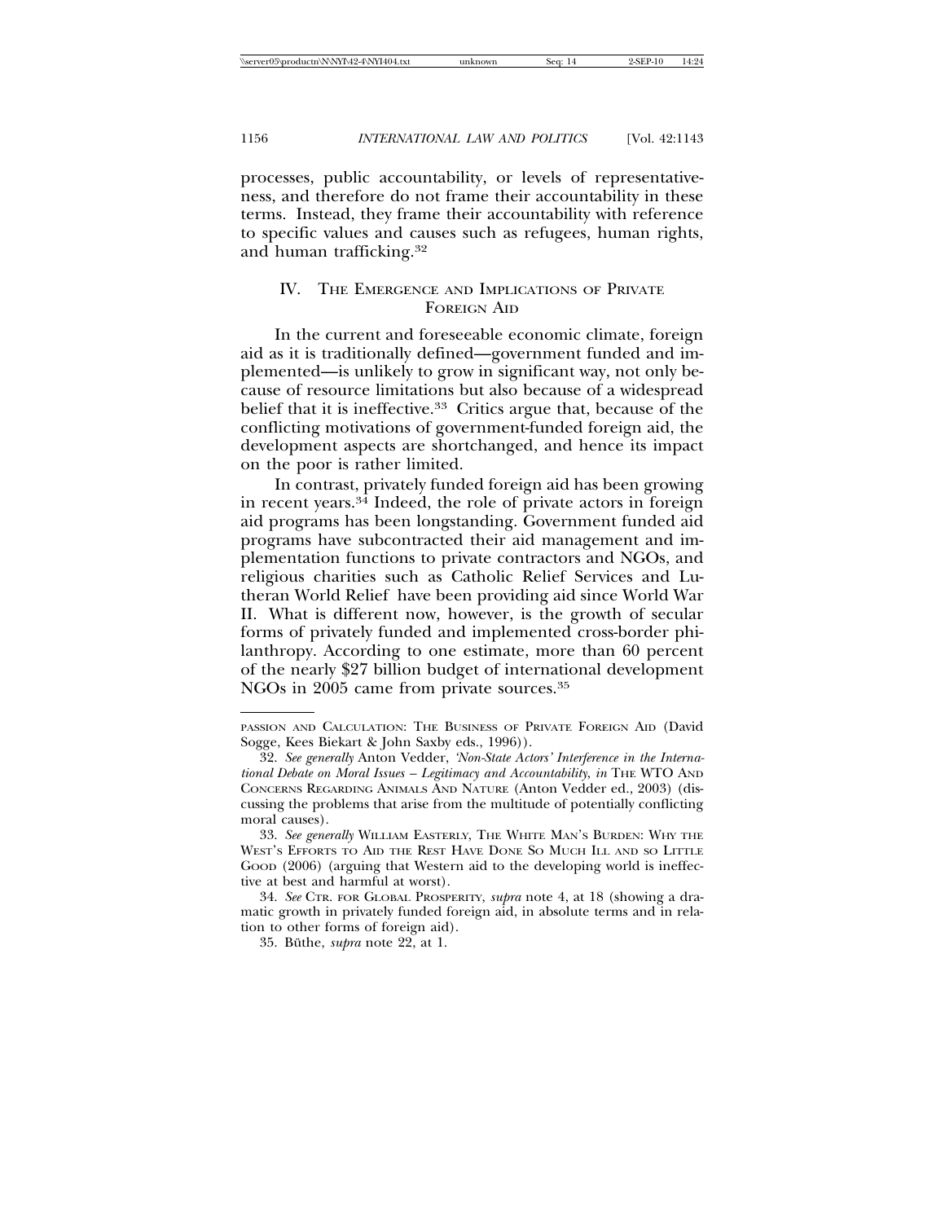processes, public accountability, or levels of representativeness, and therefore do not frame their accountability in these terms. Instead, they frame their accountability with reference to specific values and causes such as refugees, human rights, and human trafficking.[32]

## IV. The Emergence and Implications of Private Foreign Aid

In the current and foreseeable economic climate, foreign aid as it is traditionally defined—government funded and implemented—is unlikely to grow in significant way, not only because of resource limitations but also because of a widespread belief that it is ineffective.[33] Critics argue that, because of the conflicting motivations of government-funded foreign aid, the development aspects are shortchanged, and hence its impact on the poor is rather limited.

In contrast, privately funded foreign aid has been growing in recent years.[34] Indeed, the role of private actors in foreign aid programs has been longstanding. Government funded aid programs have subcontracted their aid management and implementation functions to private contractors and NGOs, and religious charities such as Catholic Relief Services and Lutheran World Relief have been providing aid since World War II. What is different now, however, is the growth of secular forms of privately funded and implemented cross-border philanthropy. According to one estimate, more than 60 percent of the nearly $27 billion budget of international development NGOs in 2005 came from private sources.[35]

---

Passion and Calculation: The Business of Private Foreign Aid (David Sogge, Kees Biekart & John Saxby eds., 1996)).

32. *See generally* Anton Vedder, *'Non-State Actors' Interference in the International Debate on Moral Issues – Legitimacy and Accountability*, *in* The WTO and Concerns Regarding Animals and Nature (Anton Vedder ed., 2003) (discussing the problems that arise from the multitude of potentially conflicting moral causes).

33. *See generally* William Easterly, The White Man's Burden: Why the West's Efforts to Aid the Rest Have Done So Much Ill and so Little Good (2006) (arguing that Western aid to the developing world is ineffective at best and harmful at worst).

34. *See* Ctr. for Global Prosperity, *supra* note 4, at 18 (showing a dramatic growth in privately funded foreign aid, in absolute terms and in relation to other forms of foreign aid).

35. Büthe, *supra* note 22, at 1.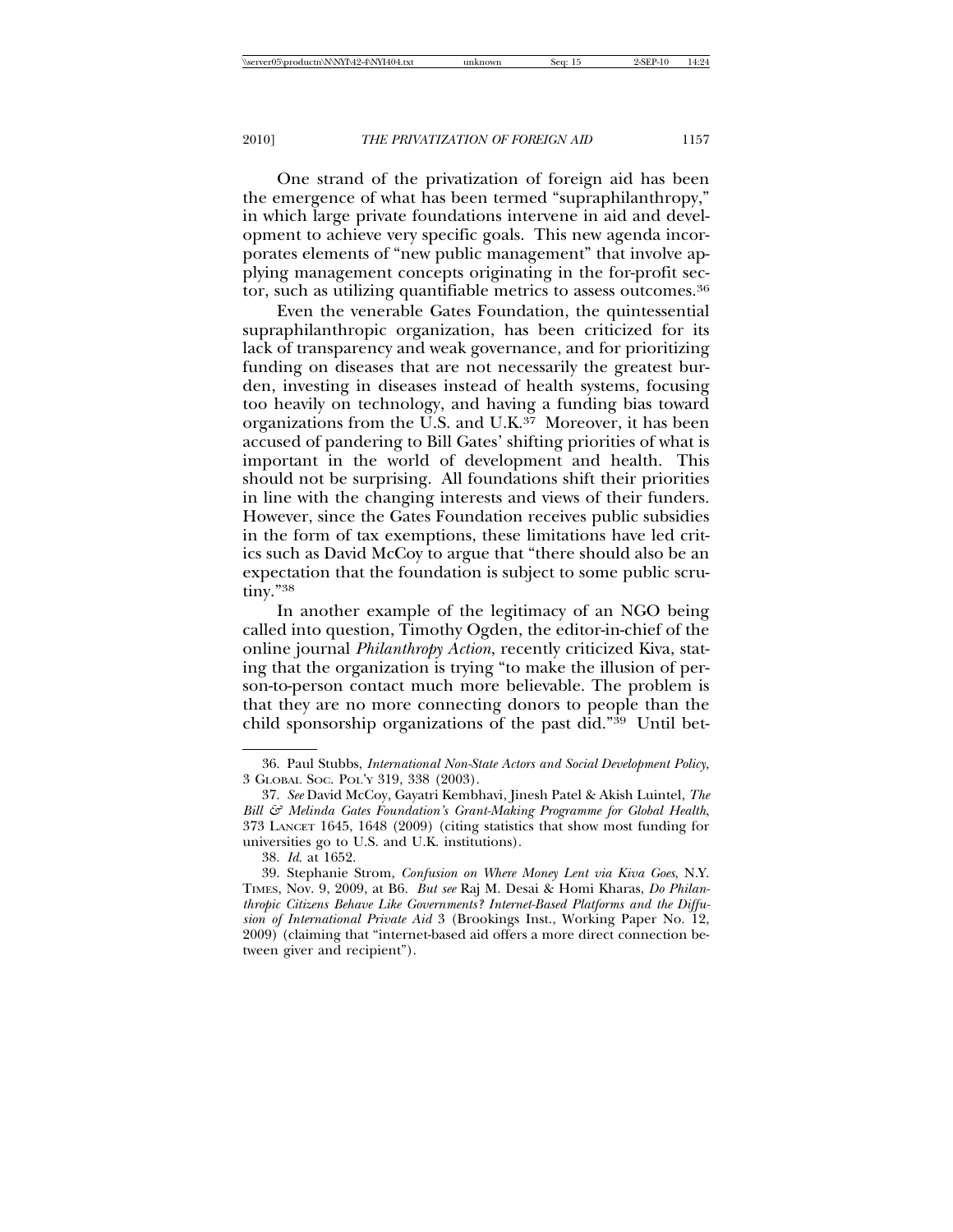One strand of the privatization of foreign aid has been the emergence of what has been termed "supraphilanthropy," in which large private foundations intervene in aid and development to achieve very specific goals. This new agenda incorporates elements of "new public management" that involve applying management concepts originating in the for-profit sector, such as utilizing quantifiable metrics to assess outcomes.[36]

Even the venerable Gates Foundation, the quintessential supraphilanthropic organization, has been criticized for its lack of transparency and weak governance, and for prioritizing funding on diseases that are not necessarily the greatest burden, investing in diseases instead of health systems, focusing too heavily on technology, and having a funding bias toward organizations from the U.S. and U.K.[37] Moreover, it has been accused of pandering to Bill Gates' shifting priorities of what is important in the world of development and health. This should not be surprising. All foundations shift their priorities in line with the changing interests and views of their funders. However, since the Gates Foundation receives public subsidies in the form of tax exemptions, these limitations have led critics such as David McCoy to argue that "there should also be an expectation that the foundation is subject to some public scrutiny."[38]

In another example of the legitimacy of an NGO being called into question, Timothy Ogden, the editor-in-chief of the online journal *Philanthropy Action*, recently criticized Kiva, stating that the organization is trying "to make the illusion of person-to-person contact much more believable. The problem is that they are no more connecting donors to people than the child sponsorship organizations of the past did."[39] Until bet-

---

36. Paul Stubbs, *International Non-State Actors and Social Development Policy*, 3 GLOBAL SOC. POL'Y 319, 338 (2003).

37. *See* David McCoy, Gayatri Kembhavi, Jinesh Patel & Akish Luintel, *The Bill & Melinda Gates Foundation's Grant-Making Programme for Global Health*, 373 LANCET 1645, 1648 (2009) (citing statistics that show most funding for universities go to U.S. and U.K. institutions).

38. *Id.* at 1652.

39. Stephanie Strom, *Confusion on Where Money Lent via Kiva Goes*, N.Y. TIMES, Nov. 9, 2009, at B6. *But see* Raj M. Desai & Homi Kharas, *Do Philanthropic Citizens Behave Like Governments? Internet-Based Platforms and the Diffusion of International Private Aid* 3 (Brookings Inst., Working Paper No. 12, 2009) (claiming that "internet-based aid offers a more direct connection between giver and recipient").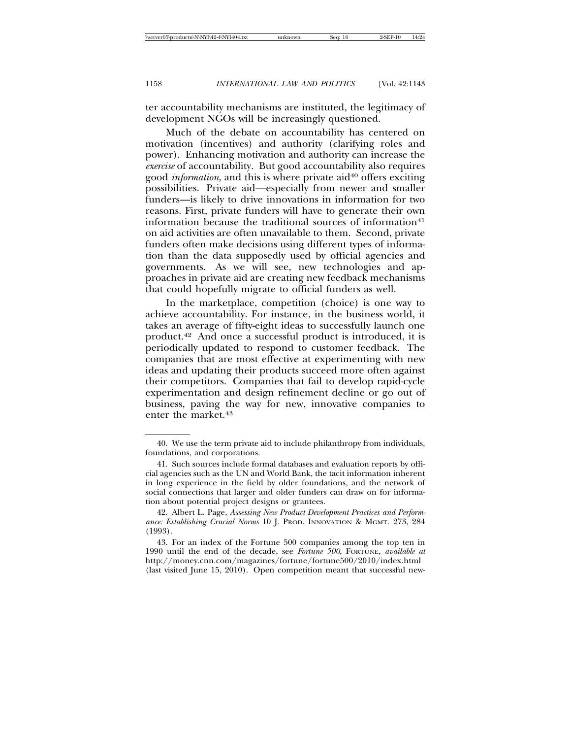ter accountability mechanisms are instituted, the legitimacy of development NGOs will be increasingly questioned.

Much of the debate on accountability has centered on motivation (incentives) and authority (clarifying roles and power). Enhancing motivation and authority can increase the *exercise* of accountability. But good accountability also requires good *information*, and this is where private aid[40] offers exciting possibilities. Private aid—especially from newer and smaller funders—is likely to drive innovations in information for two reasons. First, private funders will have to generate their own information because the traditional sources of information[41] on aid activities are often unavailable to them. Second, private funders often make decisions using different types of information than the data supposedly used by official agencies and governments. As we will see, new technologies and approaches in private aid are creating new feedback mechanisms that could hopefully migrate to official funders as well.

In the marketplace, competition (choice) is one way to achieve accountability. For instance, in the business world, it takes an average of fifty-eight ideas to successfully launch one product.[42] And once a successful product is introduced, it is periodically updated to respond to customer feedback. The companies that are most effective at experimenting with new ideas and updating their products succeed more often against their competitors. Companies that fail to develop rapid-cycle experimentation and design refinement decline or go out of business, paving the way for new, innovative companies to enter the market.[43]

---

40. We use the term private aid to include philanthropy from individuals, foundations, and corporations.

41. Such sources include formal databases and evaluation reports by official agencies such as the UN and World Bank, the tacit information inherent in long experience in the field by older foundations, and the network of social connections that larger and older funders can draw on for information about potential project designs or grantees.

42. Albert L. Page, *Assessing New Product Development Practices and Performance: Establishing Crucial Norms* 10 J. PROD. INNOVATION & MGMT. 273, 284 (1993).

43. For an index of the Fortune 500 companies among the top ten in 1990 until the end of the decade, see *Fortune 500*, FORTUNE, *available at* http://money.cnn.com/magazines/fortune/fortune500/2010/index.html (last visited June 15, 2010). Open competition meant that successful new-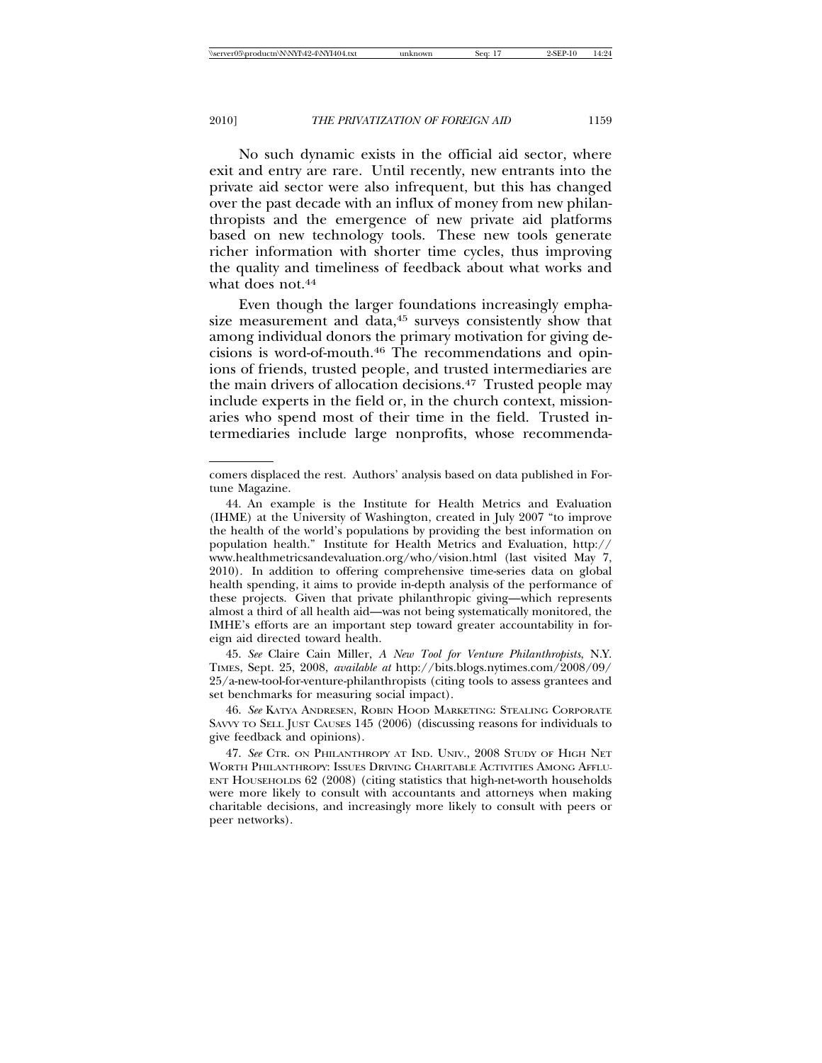No such dynamic exists in the official aid sector, where exit and entry are rare. Until recently, new entrants into the private aid sector were also infrequent, but this has changed over the past decade with an influx of money from new philanthropists and the emergence of new private aid platforms based on new technology tools. These new tools generate richer information with shorter time cycles, thus improving the quality and timeliness of feedback about what works and what does not.[44]

Even though the larger foundations increasingly emphasize measurement and data,[45] surveys consistently show that among individual donors the primary motivation for giving decisions is word-of-mouth.[46] The recommendations and opinions of friends, trusted people, and trusted intermediaries are the main drivers of allocation decisions.[47] Trusted people may include experts in the field or, in the church context, missionaries who spend most of their time in the field. Trusted intermediaries include large nonprofits, whose recommenda-

---

comers displaced the rest. Authors' analysis based on data published in Fortune Magazine.

44. An example is the Institute for Health Metrics and Evaluation (IHME) at the University of Washington, created in July 2007 "to improve the health of the world's populations by providing the best information on population health." Institute for Health Metrics and Evaluation, http://www.healthmetricsandevaluation.org/who/vision.html (last visited May 7, 2010). In addition to offering comprehensive time-series data on global health spending, it aims to provide in-depth analysis of the performance of these projects. Given that private philanthropic giving—which represents almost a third of all health aid—was not being systematically monitored, the IMHE's efforts are an important step toward greater accountability in foreign aid directed toward health.

45. *See* Claire Cain Miller, *A New Tool for Venture Philanthropists*, N.Y. TIMES, Sept. 25, 2008, *available at* http://bits.blogs.nytimes.com/2008/09/25/a-new-tool-for-venture-philanthropists (citing tools to assess grantees and set benchmarks for measuring social impact).

46. *See* KATYA ANDRESEN, ROBIN HOOD MARKETING: STEALING CORPORATE SAVVY TO SELL JUST CAUSES 145 (2006) (discussing reasons for individuals to give feedback and opinions).

47. *See* CTR. ON PHILANTHROPY AT IND. UNIV., 2008 STUDY OF HIGH NET WORTH PHILANTHROPY: ISSUES DRIVING CHARITABLE ACTIVITIES AMONG AFFLUENT HOUSEHOLDS 62 (2008) (citing statistics that high-net-worth households were more likely to consult with accountants and attorneys when making charitable decisions, and increasingly more likely to consult with peers or peer networks).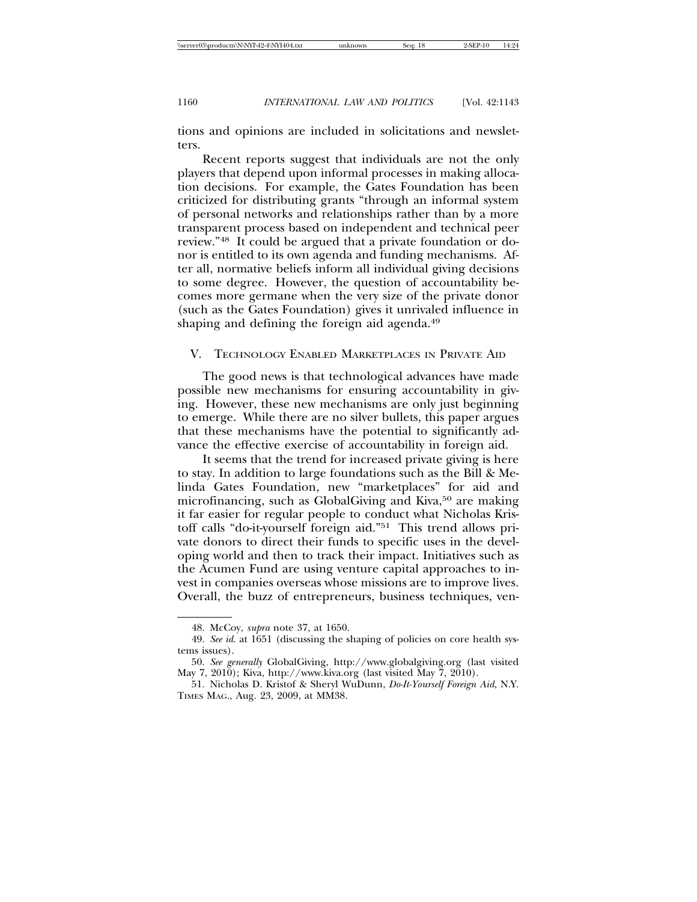tions and opinions are included in solicitations and newsletters.

Recent reports suggest that individuals are not the only players that depend upon informal processes in making allocation decisions. For example, the Gates Foundation has been criticized for distributing grants "through an informal system of personal networks and relationships rather than by a more transparent process based on independent and technical peer review."[48] It could be argued that a private foundation or donor is entitled to its own agenda and funding mechanisms. After all, normative beliefs inform all individual giving decisions to some degree. However, the question of accountability becomes more germane when the very size of the private donor (such as the Gates Foundation) gives it unrivaled influence in shaping and defining the foreign aid agenda.[49]

## V. Technology Enabled Marketplaces in Private Aid

The good news is that technological advances have made possible new mechanisms for ensuring accountability in giving. However, these new mechanisms are only just beginning to emerge. While there are no silver bullets, this paper argues that these mechanisms have the potential to significantly advance the effective exercise of accountability in foreign aid.

It seems that the trend for increased private giving is here to stay. In addition to large foundations such as the Bill & Melinda Gates Foundation, new "marketplaces" for aid and microfinancing, such as GlobalGiving and Kiva,[50] are making it far easier for regular people to conduct what Nicholas Kristoff calls "do-it-yourself foreign aid."[51] This trend allows private donors to direct their funds to specific uses in the developing world and then to track their impact. Initiatives such as the Acumen Fund are using venture capital approaches to invest in companies overseas whose missions are to improve lives. Overall, the buzz of entrepreneurs, business techniques, ven-

---

48. McCoy, *supra* note 37, at 1650.

49. *See id.* at 1651 (discussing the shaping of policies on core health systems issues).

50. *See generally* GlobalGiving, http://www.globalgiving.org (last visited May 7, 2010); Kiva, http://www.kiva.org (last visited May 7, 2010).

51. Nicholas D. Kristof & Sheryl WuDunn, *Do-It-Yourself Foreign Aid*, N.Y. Times Mag., Aug. 23, 2009, at MM38.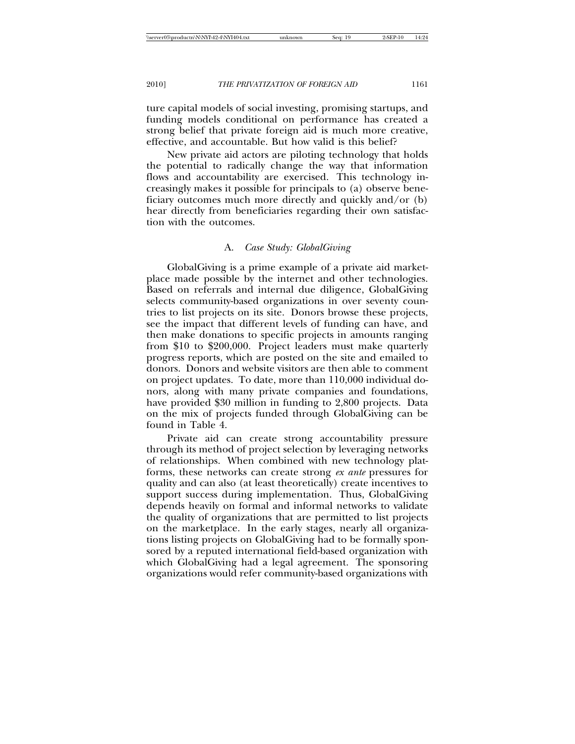ture capital models of social investing, promising startups, and funding models conditional on performance has created a strong belief that private foreign aid is much more creative, effective, and accountable. But how valid is this belief?

New private aid actors are piloting technology that holds the potential to radically change the way that information flows and accountability are exercised. This technology increasingly makes it possible for principals to (a) observe beneficiary outcomes much more directly and quickly and/or (b) hear directly from beneficiaries regarding their own satisfaction with the outcomes.

### A. *Case Study: GlobalGiving*

GlobalGiving is a prime example of a private aid marketplace made possible by the internet and other technologies. Based on referrals and internal due diligence, GlobalGiving selects community-based organizations in over seventy countries to list projects on its site. Donors browse these projects, see the impact that different levels of funding can have, and then make donations to specific projects in amounts ranging from $10 to $200,000. Project leaders must make quarterly progress reports, which are posted on the site and emailed to donors. Donors and website visitors are then able to comment on project updates. To date, more than 110,000 individual donors, along with many private companies and foundations, have provided $30 million in funding to 2,800 projects. Data on the mix of projects funded through GlobalGiving can be found in Table 4.

Private aid can create strong accountability pressure through its method of project selection by leveraging networks of relationships. When combined with new technology platforms, these networks can create strong *ex ante* pressures for quality and can also (at least theoretically) create incentives to support success during implementation. Thus, GlobalGiving depends heavily on formal and informal networks to validate the quality of organizations that are permitted to list projects on the marketplace. In the early stages, nearly all organizations listing projects on GlobalGiving had to be formally sponsored by a reputed international field-based organization with which GlobalGiving had a legal agreement. The sponsoring organizations would refer community-based organizations with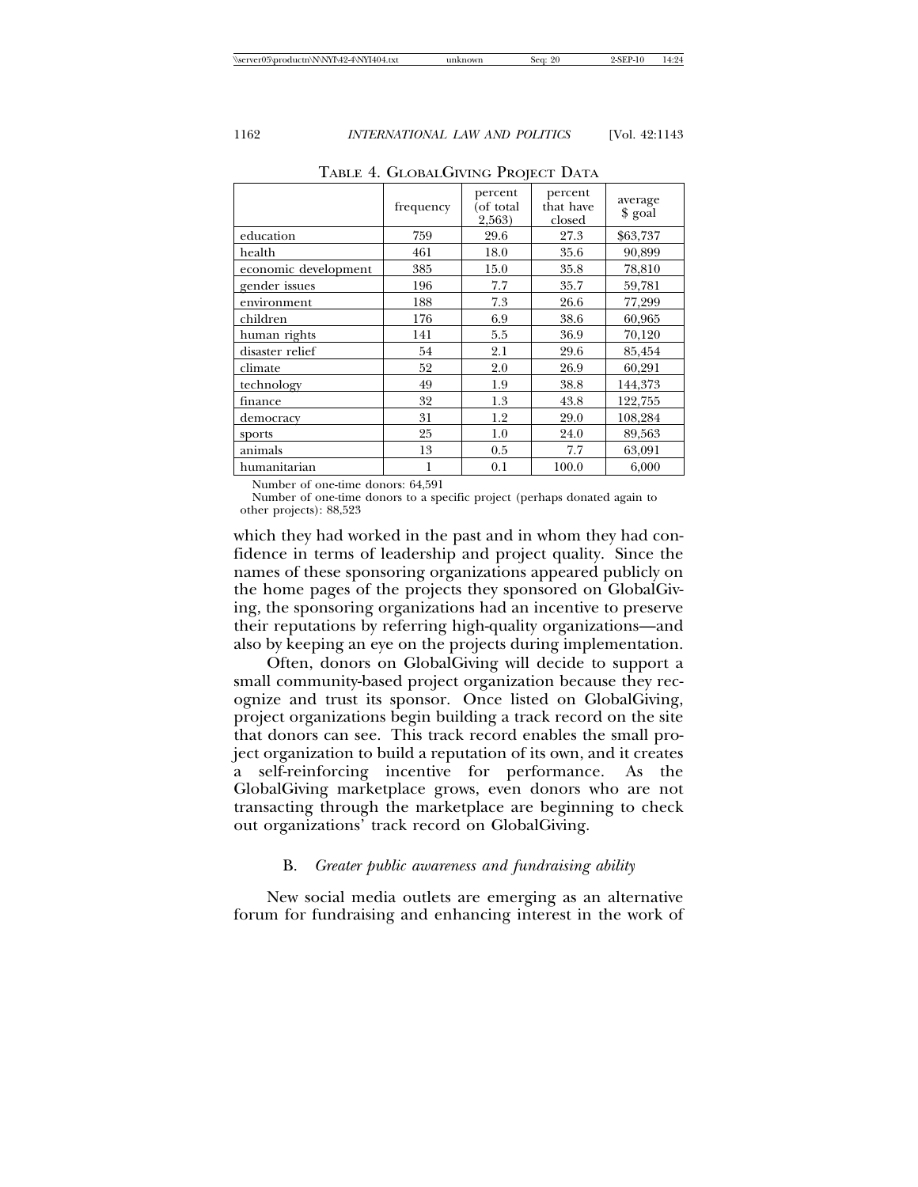TABLE 4. GLOBALGIVING PROJECT DATA

| | frequency | percent (of total 2,563) | percent that have closed | average $ goal |
|---|---|---|---|---|
| education | 759 | 29.6 | 27.3 | $63,737 |
| health | 461 | 18.0 | 35.6 | 90,899 |
| economic development | 385 | 15.0 | 35.8 | 78,810 |
| gender issues | 196 | 7.7 | 35.7 | 59,781 |
| environment | 188 | 7.3 | 26.6 | 77,299 |
| children | 176 | 6.9 | 38.6 | 60,965 |
| human rights | 141 | 5.5 | 36.9 | 70,120 |
| disaster relief | 54 | 2.1 | 29.6 | 85,454 |
| climate | 52 | 2.0 | 26.9 | 60,291 |
| technology | 49 | 1.9 | 38.8 | 144,373 |
| finance | 32 | 1.3 | 43.8 | 122,755 |
| democracy | 31 | 1.2 | 29.0 | 108,284 |
| sports | 25 | 1.0 | 24.0 | 89,563 |
| animals | 13 | 0.5 | 7.7 | 63,091 |
| humanitarian | 1 | 0.1 | 100.0 | 6,000 |

Number of one-time donors: 64,591

Number of one-time donors to a specific project (perhaps donated again to other projects): 88,523

which they had worked in the past and in whom they had confidence in terms of leadership and project quality. Since the names of these sponsoring organizations appeared publicly on the home pages of the projects they sponsored on GlobalGiving, the sponsoring organizations had an incentive to preserve their reputations by referring high-quality organizations—and also by keeping an eye on the projects during implementation.

Often, donors on GlobalGiving will decide to support a small community-based project organization because they recognize and trust its sponsor. Once listed on GlobalGiving, project organizations begin building a track record on the site that donors can see. This track record enables the small project organization to build a reputation of its own, and it creates a self-reinforcing incentive for performance. As the GlobalGiving marketplace grows, even donors who are not transacting through the marketplace are beginning to check out organizations' track record on GlobalGiving.

### B. *Greater public awareness and fundraising ability*

New social media outlets are emerging as an alternative forum for fundraising and enhancing interest in the work of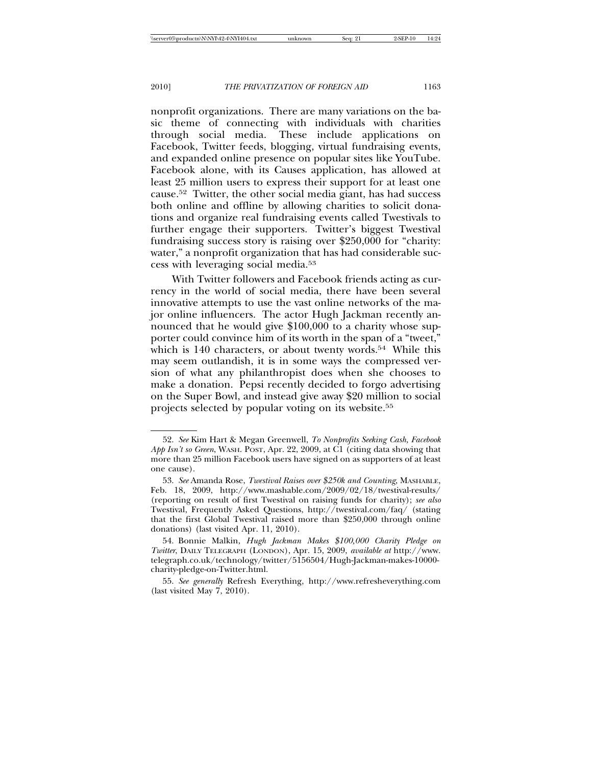nonprofit organizations. There are many variations on the basic theme of connecting with individuals with charities through social media. These include applications on Facebook, Twitter feeds, blogging, virtual fundraising events, and expanded online presence on popular sites like YouTube. Facebook alone, with its Causes application, has allowed at least 25 million users to express their support for at least one cause.[52] Twitter, the other social media giant, has had success both online and offline by allowing charities to solicit donations and organize real fundraising events called Twestivals to further engage their supporters. Twitter's biggest Twestival fundraising success story is raising over $250,000 for "charity: water," a nonprofit organization that has had considerable success with leveraging social media.[53]

With Twitter followers and Facebook friends acting as currency in the world of social media, there have been several innovative attempts to use the vast online networks of the major online influencers. The actor Hugh Jackman recently announced that he would give $100,000 to a charity whose supporter could convince him of its worth in the span of a "tweet," which is 140 characters, or about twenty words.[54] While this may seem outlandish, it is in some ways the compressed version of what any philanthropist does when she chooses to make a donation. Pepsi recently decided to forgo advertising on the Super Bowl, and instead give away $20 million to social projects selected by popular voting on its website.[55]

---

52. *See* Kim Hart & Megan Greenwell, *To Nonprofits Seeking Cash, Facebook App Isn't so Green*, WASH. POST, Apr. 22, 2009, at C1 (citing data showing that more than 25 million Facebook users have signed on as supporters of at least one cause).

53. *See* Amanda Rose, *Twestival Raises over $250k and Counting*, MASHABLE, Feb. 18, 2009, http://www.mashable.com/2009/02/18/twestival-results/ (reporting on result of first Twestival on raising funds for charity); *see also* Twestival, Frequently Asked Questions, http://twestival.com/faq/ (stating that the first Global Twestival raised more than $250,000 through online donations) (last visited Apr. 11, 2010).

54. Bonnie Malkin, *Hugh Jackman Makes $100,000 Charity Pledge on Twitter*, DAILY TELEGRAPH (LONDON), Apr. 15, 2009, *available at* http://www.telegraph.co.uk/technology/twitter/5156504/Hugh-Jackman-makes-10000-charity-pledge-on-Twitter.html.

55. *See generally* Refresh Everything, http://www.refresheverything.com (last visited May 7, 2010).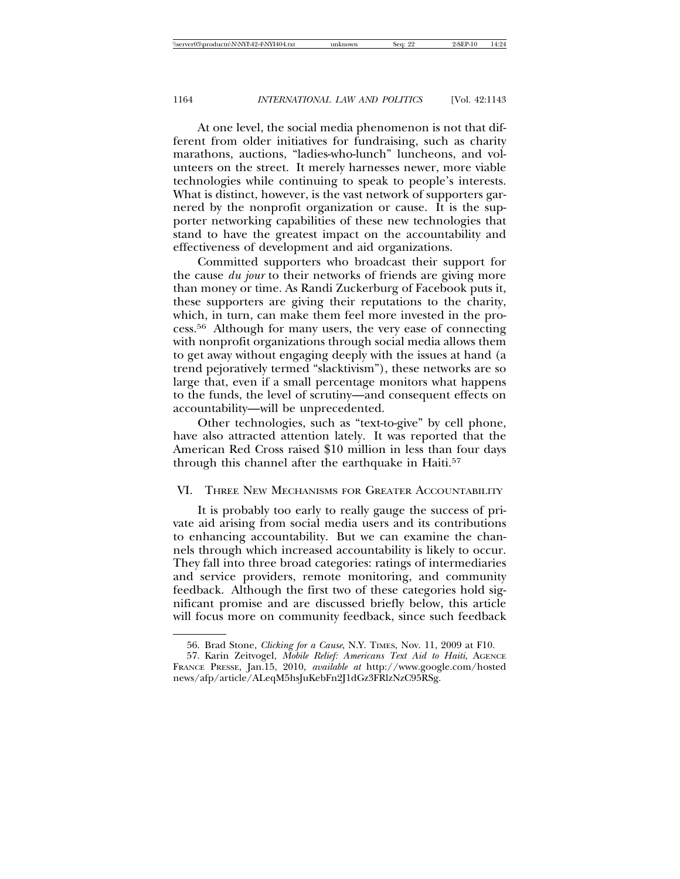At one level, the social media phenomenon is not that different from older initiatives for fundraising, such as charity marathons, auctions, "ladies-who-lunch" luncheons, and volunteers on the street. It merely harnesses newer, more viable technologies while continuing to speak to people's interests. What is distinct, however, is the vast network of supporters garnered by the nonprofit organization or cause. It is the supporter networking capabilities of these new technologies that stand to have the greatest impact on the accountability and effectiveness of development and aid organizations.

Committed supporters who broadcast their support for the cause *du jour* to their networks of friends are giving more than money or time. As Randi Zuckerburg of Facebook puts it, these supporters are giving their reputations to the charity, which, in turn, can make them feel more invested in the process.[56] Although for many users, the very ease of connecting with nonprofit organizations through social media allows them to get away without engaging deeply with the issues at hand (a trend pejoratively termed "slacktivism"), these networks are so large that, even if a small percentage monitors what happens to the funds, the level of scrutiny—and consequent effects on accountability—will be unprecedented.

Other technologies, such as "text-to-give" by cell phone, have also attracted attention lately. It was reported that the American Red Cross raised $10 million in less than four days through this channel after the earthquake in Haiti.[57]

## VI. Three New Mechanisms for Greater Accountability

It is probably too early to really gauge the success of private aid arising from social media users and its contributions to enhancing accountability. But we can examine the channels through which increased accountability is likely to occur. They fall into three broad categories: ratings of intermediaries and service providers, remote monitoring, and community feedback. Although the first two of these categories hold significant promise and are discussed briefly below, this article will focus more on community feedback, since such feedback

---

56. Brad Stone, *Clicking for a Cause*, N.Y. Times, Nov. 11, 2009 at F10.

57. Karin Zeitvogel, *Mobile Relief: Americans Text Aid to Haiti*, Agence France Presse, Jan.15, 2010, *available at* http://www.google.com/hostednews/afp/article/ALeqM5hsJuKebFn2J1dGz3FRlzNzC95RSg.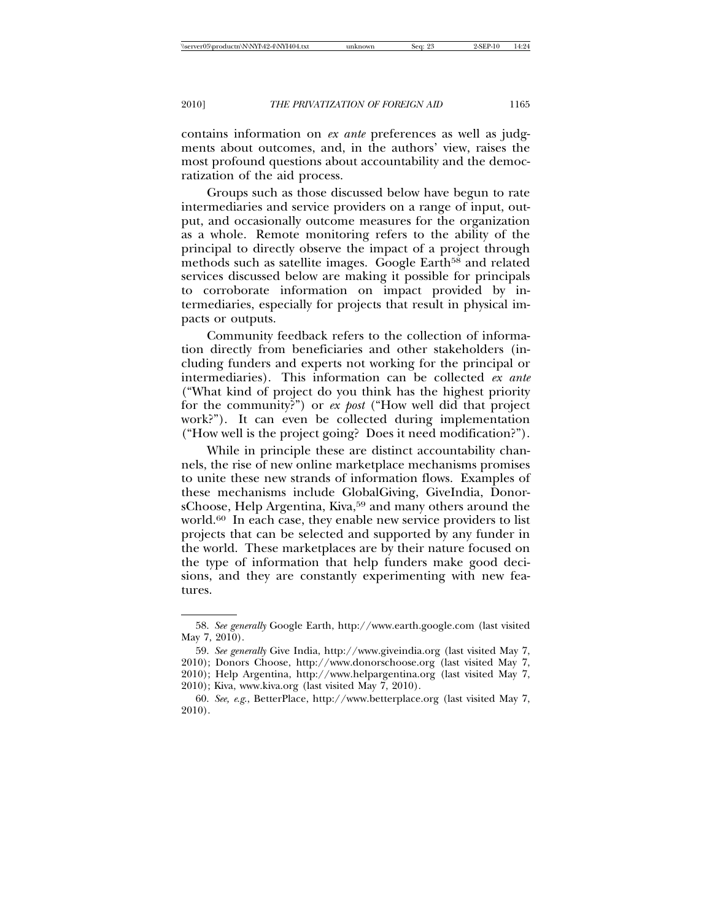contains information on *ex ante* preferences as well as judgments about outcomes, and, in the authors' view, raises the most profound questions about accountability and the democratization of the aid process.

Groups such as those discussed below have begun to rate intermediaries and service providers on a range of input, output, and occasionally outcome measures for the organization as a whole. Remote monitoring refers to the ability of the principal to directly observe the impact of a project through methods such as satellite images. Google Earth[58] and related services discussed below are making it possible for principals to corroborate information on impact provided by intermediaries, especially for projects that result in physical impacts or outputs.

Community feedback refers to the collection of information directly from beneficiaries and other stakeholders (including funders and experts not working for the principal or intermediaries). This information can be collected *ex ante* ("What kind of project do you think has the highest priority for the community?") or *ex post* ("How well did that project work?"). It can even be collected during implementation ("How well is the project going? Does it need modification?").

While in principle these are distinct accountability channels, the rise of new online marketplace mechanisms promises to unite these new strands of information flows. Examples of these mechanisms include GlobalGiving, GiveIndia, DonorsChoose, Help Argentina, Kiva,[59] and many others around the world.[60] In each case, they enable new service providers to list projects that can be selected and supported by any funder in the world. These marketplaces are by their nature focused on the type of information that help funders make good decisions, and they are constantly experimenting with new features.

---

58. *See generally* Google Earth, http://www.earth.google.com (last visited May 7, 2010).

59. *See generally* Give India, http://www.giveindia.org (last visited May 7, 2010); Donors Choose, http://www.donorschoose.org (last visited May 7, 2010); Help Argentina, http://www.helpargentina.org (last visited May 7, 2010); Kiva, www.kiva.org (last visited May 7, 2010).

60. *See, e.g.*, BetterPlace, http://www.betterplace.org (last visited May 7, 2010).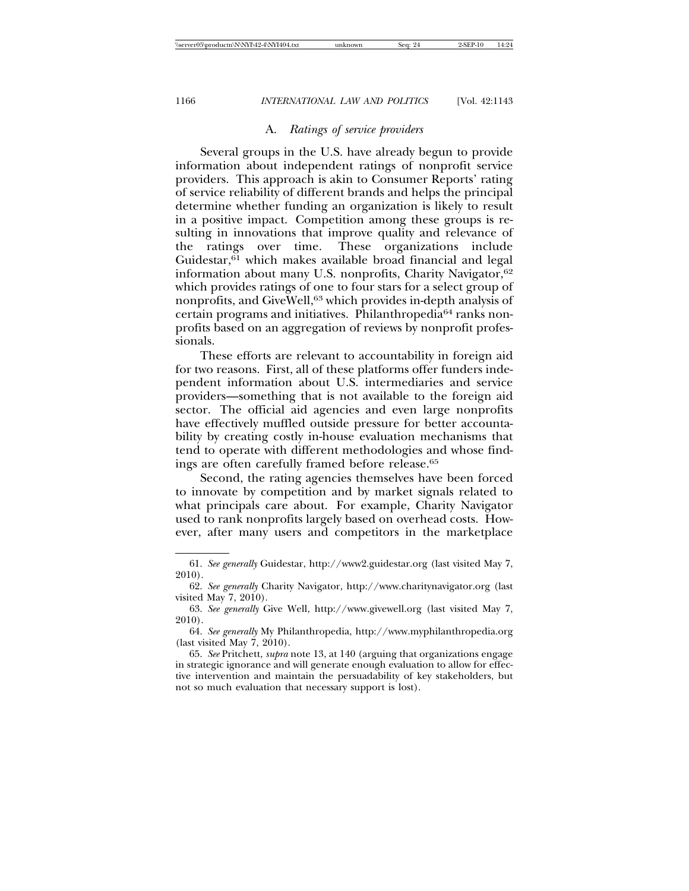### A. *Ratings of service providers*

Several groups in the U.S. have already begun to provide information about independent ratings of nonprofit service providers. This approach is akin to Consumer Reports' rating of service reliability of different brands and helps the principal determine whether funding an organization is likely to result in a positive impact. Competition among these groups is resulting in innovations that improve quality and relevance of the ratings over time. These organizations include Guidestar,[61] which makes available broad financial and legal information about many U.S. nonprofits, Charity Navigator,[62] which provides ratings of one to four stars for a select group of nonprofits, and GiveWell,[63] which provides in-depth analysis of certain programs and initiatives. Philanthropedia[64] ranks nonprofits based on an aggregation of reviews by nonprofit professionals.

These efforts are relevant to accountability in foreign aid for two reasons. First, all of these platforms offer funders independent information about U.S. intermediaries and service providers—something that is not available to the foreign aid sector. The official aid agencies and even large nonprofits have effectively muffled outside pressure for better accountability by creating costly in-house evaluation mechanisms that tend to operate with different methodologies and whose findings are often carefully framed before release.[65]

Second, the rating agencies themselves have been forced to innovate by competition and by market signals related to what principals care about. For example, Charity Navigator used to rank nonprofits largely based on overhead costs. However, after many users and competitors in the marketplace

---

61. *See generally* Guidestar, http://www2.guidestar.org (last visited May 7, 2010).

62. *See generally* Charity Navigator, http://www.charitynavigator.org (last visited May 7, 2010).

63. *See generally* Give Well, http://www.givewell.org (last visited May 7, 2010).

64. *See generally* My Philanthropedia, http://www.myphilanthropedia.org (last visited May 7, 2010).

65. *See* Pritchett, *supra* note 13, at 140 (arguing that organizations engage in strategic ignorance and will generate enough evaluation to allow for effective intervention and maintain the persuadability of key stakeholders, but not so much evaluation that necessary support is lost).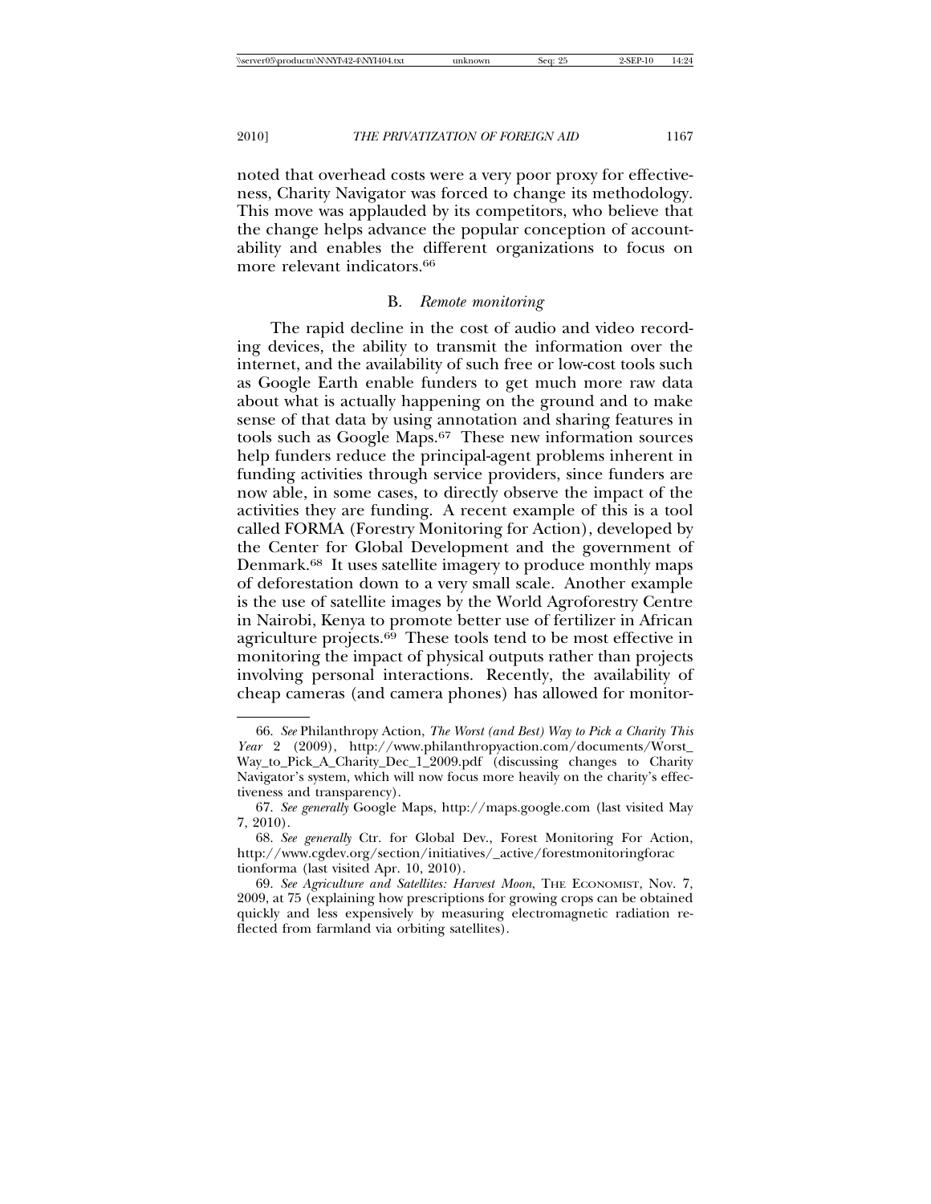noted that overhead costs were a very poor proxy for effectiveness, Charity Navigator was forced to change its methodology. This move was applauded by its competitors, who believe that the change helps advance the popular conception of accountability and enables the different organizations to focus on more relevant indicators.[66]

### B. *Remote monitoring*

The rapid decline in the cost of audio and video recording devices, the ability to transmit the information over the internet, and the availability of such free or low-cost tools such as Google Earth enable funders to get much more raw data about what is actually happening on the ground and to make sense of that data by using annotation and sharing features in tools such as Google Maps.[67] These new information sources help funders reduce the principal-agent problems inherent in funding activities through service providers, since funders are now able, in some cases, to directly observe the impact of the activities they are funding. A recent example of this is a tool called FORMA (Forestry Monitoring for Action), developed by the Center for Global Development and the government of Denmark.[68] It uses satellite imagery to produce monthly maps of deforestation down to a very small scale. Another example is the use of satellite images by the World Agroforestry Centre in Nairobi, Kenya to promote better use of fertilizer in African agriculture projects.[69] These tools tend to be most effective in monitoring the impact of physical outputs rather than projects involving personal interactions. Recently, the availability of cheap cameras (and camera phones) has allowed for monitor-

---

66. *See* Philanthropy Action, *The Worst (and Best) Way to Pick a Charity This Year* 2 (2009), http://www.philanthropyaction.com/documents/Worst_Way_to_Pick_A_Charity_Dec_1_2009.pdf (discussing changes to Charity Navigator's system, which will now focus more heavily on the charity's effectiveness and transparency).

67. *See generally* Google Maps, http://maps.google.com (last visited May 7, 2010).

68. *See generally* Ctr. for Global Dev., Forest Monitoring For Action, http://www.cgdev.org/section/initiatives/_active/forestmonitoringforactionforma (last visited Apr. 10, 2010).

69. *See Agriculture and Satellites: Harvest Moon*, THE ECONOMIST, Nov. 7, 2009, at 75 (explaining how prescriptions for growing crops can be obtained quickly and less expensively by measuring electromagnetic radiation reflected from farmland via orbiting satellites).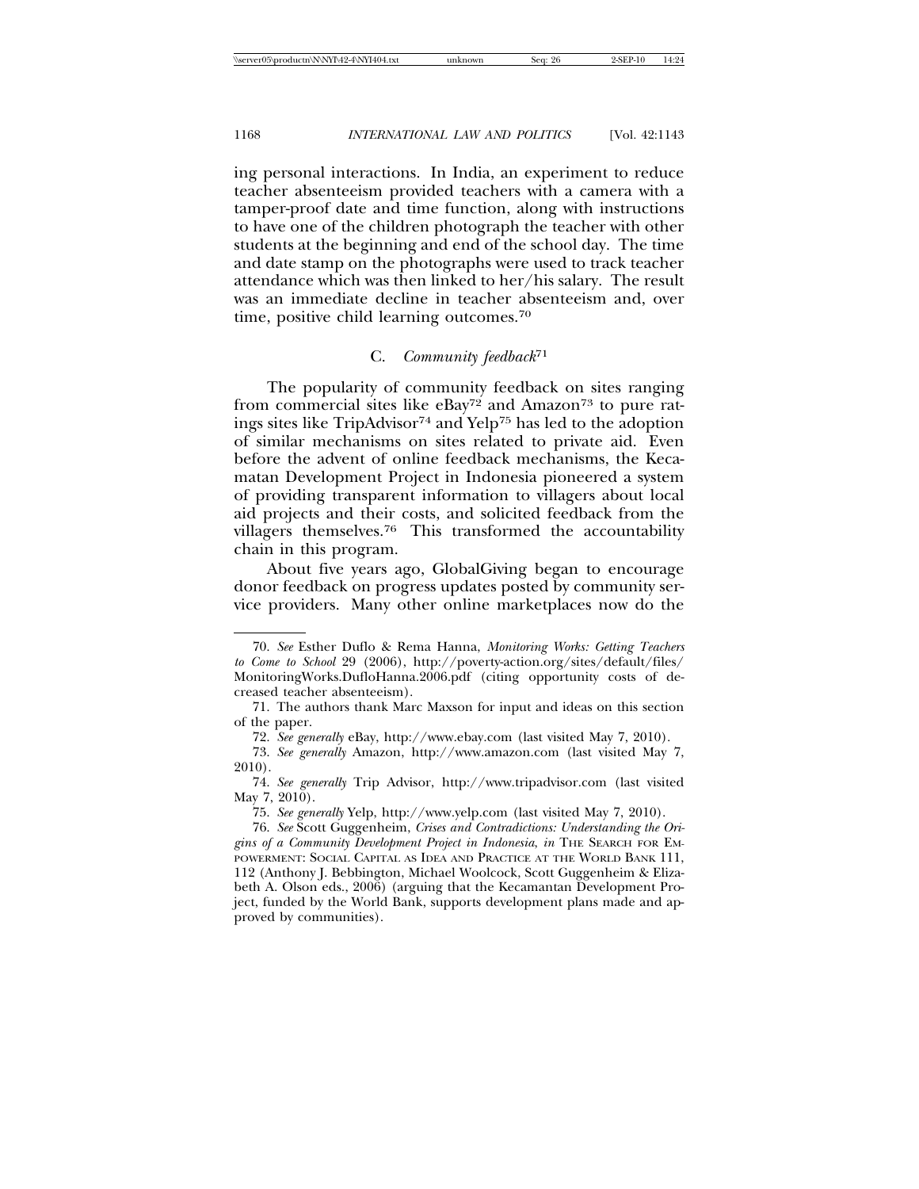ing personal interactions. In India, an experiment to reduce teacher absenteeism provided teachers with a camera with a tamper-proof date and time function, along with instructions to have one of the children photograph the teacher with other students at the beginning and end of the school day. The time and date stamp on the photographs were used to track teacher attendance which was then linked to her/his salary. The result was an immediate decline in teacher absenteeism and, over time, positive child learning outcomes.[70]

### C. *Community feedback*[71]

The popularity of community feedback on sites ranging from commercial sites like eBay[72] and Amazon[73] to pure ratings sites like TripAdvisor[74] and Yelp[75] has led to the adoption of similar mechanisms on sites related to private aid. Even before the advent of online feedback mechanisms, the Kecamatan Development Project in Indonesia pioneered a system of providing transparent information to villagers about local aid projects and their costs, and solicited feedback from the villagers themselves.[76] This transformed the accountability chain in this program.

About five years ago, GlobalGiving began to encourage donor feedback on progress updates posted by community service providers. Many other online marketplaces now do the

---

70. *See* Esther Duflo & Rema Hanna, *Monitoring Works: Getting Teachers to Come to School* 29 (2006), http://poverty-action.org/sites/default/files/MonitoringWorks.DufloHanna.2006.pdf (citing opportunity costs of decreased teacher absenteeism).

71. The authors thank Marc Maxson for input and ideas on this section of the paper.

72. *See generally* eBay, http://www.ebay.com (last visited May 7, 2010).

73. *See generally* Amazon, http://www.amazon.com (last visited May 7, 2010).

74. *See generally* Trip Advisor, http://www.tripadvisor.com (last visited May 7, 2010).

75. *See generally* Yelp, http://www.yelp.com (last visited May 7, 2010).

76. *See* Scott Guggenheim, *Crises and Contradictions: Understanding the Origins of a Community Development Project in Indonesia*, *in* THE SEARCH FOR EMPOWERMENT: SOCIAL CAPITAL AS IDEA AND PRACTICE AT THE WORLD BANK 111, 112 (Anthony J. Bebbington, Michael Woolcock, Scott Guggenheim & Elizabeth A. Olson eds., 2006) (arguing that the Kecamantan Development Project, funded by the World Bank, supports development plans made and approved by communities).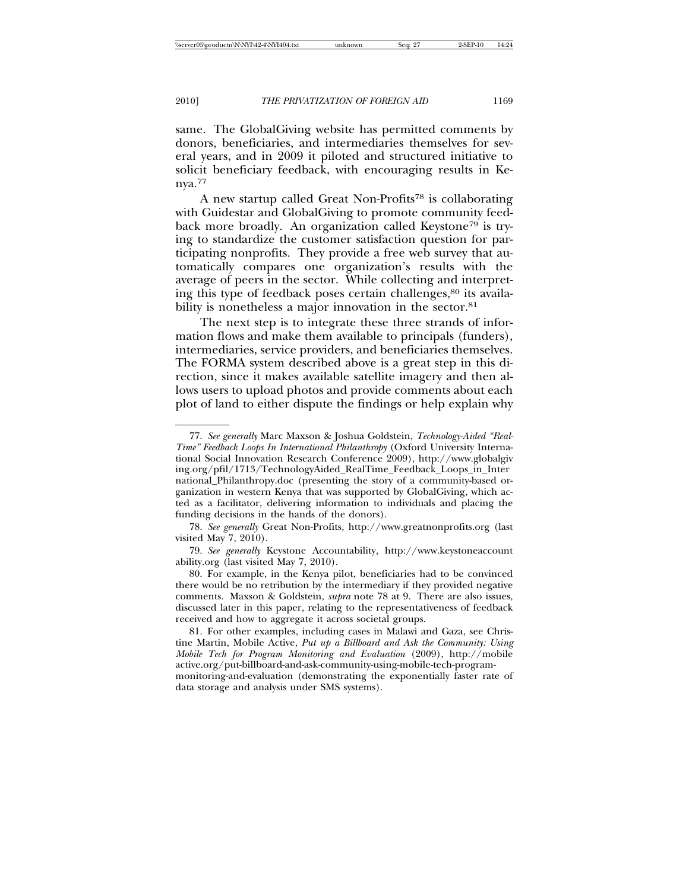same. The GlobalGiving website has permitted comments by donors, beneficiaries, and intermediaries themselves for several years, and in 2009 it piloted and structured initiative to solicit beneficiary feedback, with encouraging results in Kenya.[77]

A new startup called Great Non-Profits[78] is collaborating with Guidestar and GlobalGiving to promote community feedback more broadly. An organization called Keystone[79] is trying to standardize the customer satisfaction question for participating nonprofits. They provide a free web survey that automatically compares one organization's results with the average of peers in the sector. While collecting and interpreting this type of feedback poses certain challenges,[80] its availability is nonetheless a major innovation in the sector.[81]

The next step is to integrate these three strands of information flows and make them available to principals (funders), intermediaries, service providers, and beneficiaries themselves. The FORMA system described above is a great step in this direction, since it makes available satellite imagery and then allows users to upload photos and provide comments about each plot of land to either dispute the findings or help explain why

---

77. *See generally* Marc Maxson & Joshua Goldstein, *Technology-Aided "Real-Time" Feedback Loops In International Philanthropy* (Oxford University International Social Innovation Research Conference 2009), http://www.globalgiving.org/pfil/1713/TechnologyAided_RealTime_Feedback_Loops_in_International_Philanthropy.doc (presenting the story of a community-based organization in western Kenya that was supported by GlobalGiving, which acted as a facilitator, delivering information to individuals and placing the funding decisions in the hands of the donors).

78. *See generally* Great Non-Profits, http://www.greatnonprofits.org (last visited May 7, 2010).

79. *See generally* Keystone Accountability, http://www.keystoneaccountability.org (last visited May 7, 2010).

80. For example, in the Kenya pilot, beneficiaries had to be convinced there would be no retribution by the intermediary if they provided negative comments. Maxson & Goldstein, *supra* note 78 at 9. There are also issues, discussed later in this paper, relating to the representativeness of feedback received and how to aggregate it across societal groups.

81. For other examples, including cases in Malawi and Gaza, see Christine Martin, Mobile Active, *Put up a Billboard and Ask the Community: Using Mobile Tech for Program Monitoring and Evaluation* (2009), http://mobileactive.org/put-billboard-and-ask-community-using-mobile-tech-program-monitoring-and-evaluation (demonstrating the exponentially faster rate of data storage and analysis under SMS systems).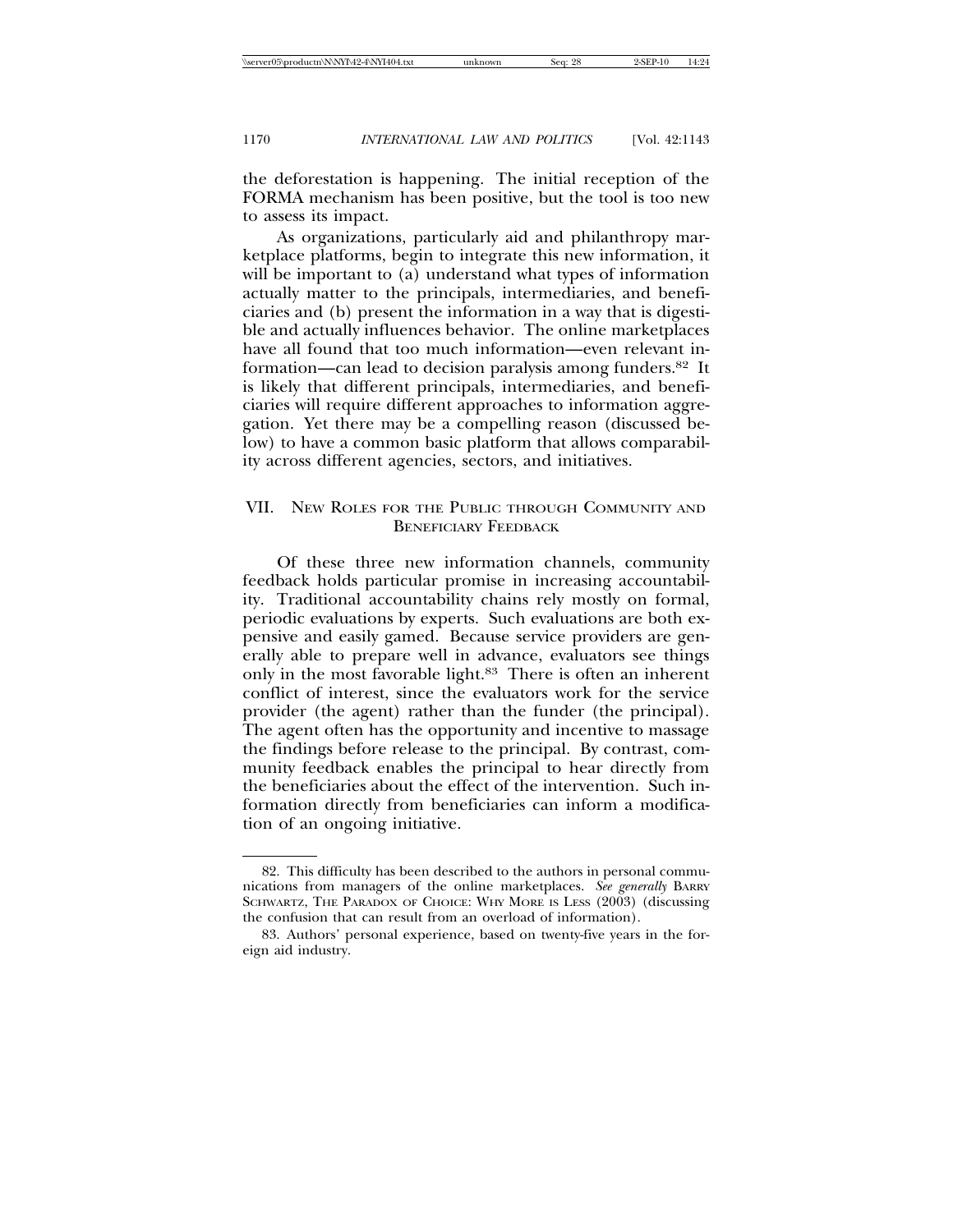the deforestation is happening. The initial reception of the FORMA mechanism has been positive, but the tool is too new to assess its impact.

As organizations, particularly aid and philanthropy marketplace platforms, begin to integrate this new information, it will be important to (a) understand what types of information actually matter to the principals, intermediaries, and beneficiaries and (b) present the information in a way that is digestible and actually influences behavior. The online marketplaces have all found that too much information—even relevant information—can lead to decision paralysis among funders.[82] It is likely that different principals, intermediaries, and beneficiaries will require different approaches to information aggregation. Yet there may be a compelling reason (discussed below) to have a common basic platform that allows comparability across different agencies, sectors, and initiatives.

## VII. New Roles for the Public through Community and Beneficiary Feedback

Of these three new information channels, community feedback holds particular promise in increasing accountability. Traditional accountability chains rely mostly on formal, periodic evaluations by experts. Such evaluations are both expensive and easily gamed. Because service providers are generally able to prepare well in advance, evaluators see things only in the most favorable light.[83] There is often an inherent conflict of interest, since the evaluators work for the service provider (the agent) rather than the funder (the principal). The agent often has the opportunity and incentive to massage the findings before release to the principal. By contrast, community feedback enables the principal to hear directly from the beneficiaries about the effect of the intervention. Such information directly from beneficiaries can inform a modification of an ongoing initiative.

82. This difficulty has been described to the authors in personal communications from managers of the online marketplaces. *See generally* Barry Schwartz, The Paradox of Choice: Why More is Less (2003) (discussing the confusion that can result from an overload of information).

83. Authors' personal experience, based on twenty-five years in the foreign aid industry.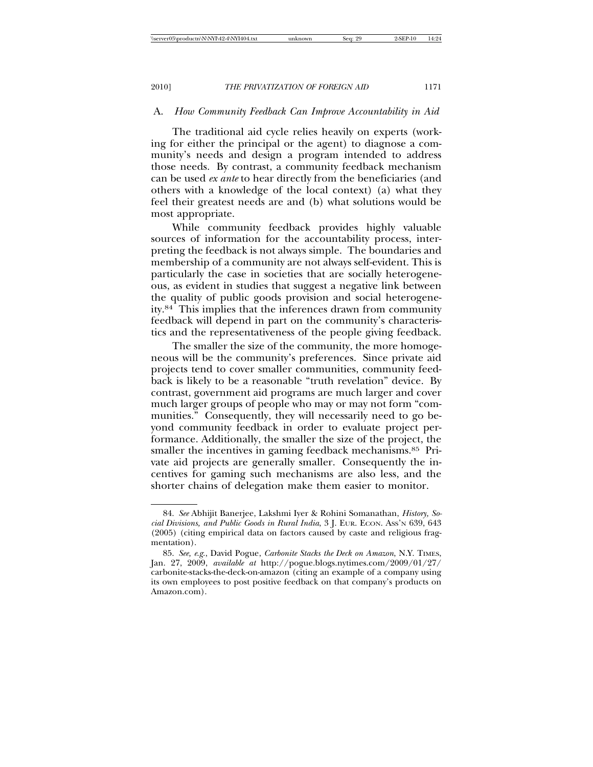### A. *How Community Feedback Can Improve Accountability in Aid*

The traditional aid cycle relies heavily on experts (working for either the principal or the agent) to diagnose a community's needs and design a program intended to address those needs. By contrast, a community feedback mechanism can be used *ex ante* to hear directly from the beneficiaries (and others with a knowledge of the local context) (a) what they feel their greatest needs are and (b) what solutions would be most appropriate.

While community feedback provides highly valuable sources of information for the accountability process, interpreting the feedback is not always simple. The boundaries and membership of a community are not always self-evident. This is particularly the case in societies that are socially heterogeneous, as evident in studies that suggest a negative link between the quality of public goods provision and social heterogeneity.[84] This implies that the inferences drawn from community feedback will depend in part on the community's characteristics and the representativeness of the people giving feedback.

The smaller the size of the community, the more homogeneous will be the community's preferences. Since private aid projects tend to cover smaller communities, community feedback is likely to be a reasonable "truth revelation" device. By contrast, government aid programs are much larger and cover much larger groups of people who may or may not form "communities." Consequently, they will necessarily need to go beyond community feedback in order to evaluate project performance. Additionally, the smaller the size of the project, the smaller the incentives in gaming feedback mechanisms.[85] Private aid projects are generally smaller. Consequently the incentives for gaming such mechanisms are also less, and the shorter chains of delegation make them easier to monitor.

---

84. *See* Abhijit Banerjee, Lakshmi Iyer & Rohini Somanathan, *History, Social Divisions, and Public Goods in Rural India*, 3 J. EUR. ECON. ASS'N 639, 643 (2005) (citing empirical data on factors caused by caste and religious fragmentation).

85. *See, e.g.*, David Pogue, *Carbonite Stacks the Deck on Amazon*, N.Y. TIMES, Jan. 27, 2009, *available at* http://pogue.blogs.nytimes.com/2009/01/27/carbonite-stacks-the-deck-on-amazon (citing an example of a company using its own employees to post positive feedback on that company's products on Amazon.com).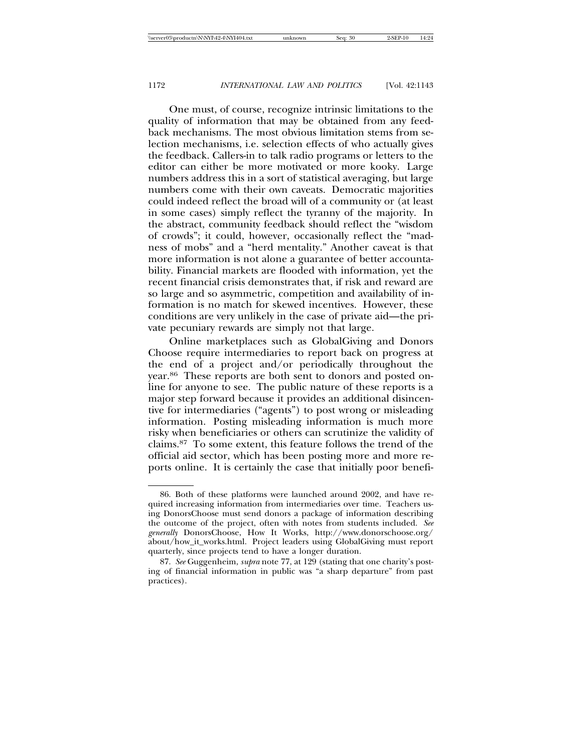One must, of course, recognize intrinsic limitations to the quality of information that may be obtained from any feedback mechanisms. The most obvious limitation stems from selection mechanisms, i.e. selection effects of who actually gives the feedback. Callers-in to talk radio programs or letters to the editor can either be more motivated or more kooky. Large numbers address this in a sort of statistical averaging, but large numbers come with their own caveats. Democratic majorities could indeed reflect the broad will of a community or (at least in some cases) simply reflect the tyranny of the majority. In the abstract, community feedback should reflect the "wisdom of crowds"; it could, however, occasionally reflect the "madness of mobs" and a "herd mentality." Another caveat is that more information is not alone a guarantee of better accountability. Financial markets are flooded with information, yet the recent financial crisis demonstrates that, if risk and reward are so large and so asymmetric, competition and availability of information is no match for skewed incentives. However, these conditions are very unlikely in the case of private aid—the private pecuniary rewards are simply not that large.

Online marketplaces such as GlobalGiving and Donors Choose require intermediaries to report back on progress at the end of a project and/or periodically throughout the year.[86] These reports are both sent to donors and posted online for anyone to see. The public nature of these reports is a major step forward because it provides an additional disincentive for intermediaries ("agents") to post wrong or misleading information. Posting misleading information is much more risky when beneficiaries or others can scrutinize the validity of claims.[87] To some extent, this feature follows the trend of the official aid sector, which has been posting more and more reports online. It is certainly the case that initially poor benefi-

---

86. Both of these platforms were launched around 2002, and have required increasing information from intermediaries over time. Teachers using DonorsChoose must send donors a package of information describing the outcome of the project, often with notes from students included. *See generally* DonorsChoose, How It Works, http://www.donorschoose.org/about/how_it_works.html. Project leaders using GlobalGiving must report quarterly, since projects tend to have a longer duration.

87. *See* Guggenheim, *supra* note 77, at 129 (stating that one charity's posting of financial information in public was "a sharp departure" from past practices).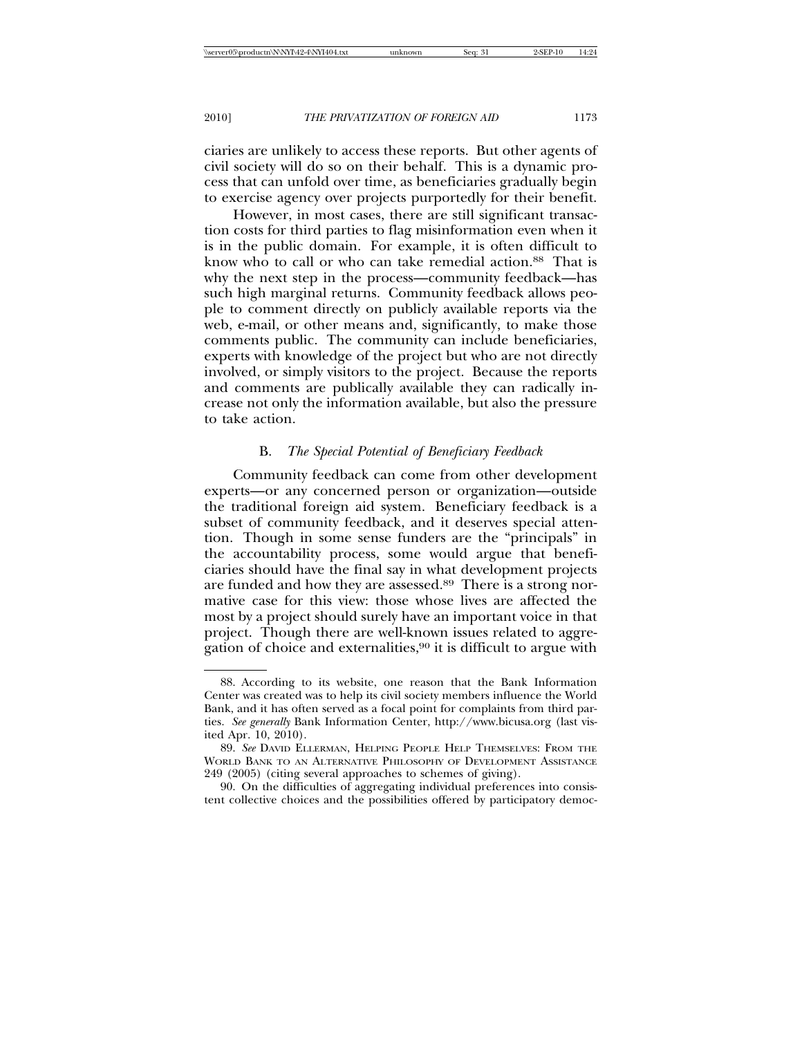ciaries are unlikely to access these reports. But other agents of civil society will do so on their behalf. This is a dynamic process that can unfold over time, as beneficiaries gradually begin to exercise agency over projects purportedly for their benefit.

However, in most cases, there are still significant transaction costs for third parties to flag misinformation even when it is in the public domain. For example, it is often difficult to know who to call or who can take remedial action.[88] That is why the next step in the process—community feedback—has such high marginal returns. Community feedback allows people to comment directly on publicly available reports via the web, e-mail, or other means and, significantly, to make those comments public. The community can include beneficiaries, experts with knowledge of the project but who are not directly involved, or simply visitors to the project. Because the reports and comments are publically available they can radically increase not only the information available, but also the pressure to take action.

### B. *The Special Potential of Beneficiary Feedback*

Community feedback can come from other development experts—or any concerned person or organization—outside the traditional foreign aid system. Beneficiary feedback is a subset of community feedback, and it deserves special attention. Though in some sense funders are the "principals" in the accountability process, some would argue that beneficiaries should have the final say in what development projects are funded and how they are assessed.[89] There is a strong normative case for this view: those whose lives are affected the most by a project should surely have an important voice in that project. Though there are well-known issues related to aggregation of choice and externalities,[90] it is difficult to argue with

---

88. According to its website, one reason that the Bank Information Center was created was to help its civil society members influence the World Bank, and it has often served as a focal point for complaints from third parties. *See generally* Bank Information Center, http://www.bicusa.org (last visited Apr. 10, 2010).

89. *See* DAVID ELLERMAN, HELPING PEOPLE HELP THEMSELVES: FROM THE WORLD BANK TO AN ALTERNATIVE PHILOSOPHY OF DEVELOPMENT ASSISTANCE 249 (2005) (citing several approaches to schemes of giving).

90. On the difficulties of aggregating individual preferences into consistent collective choices and the possibilities offered by participatory democ-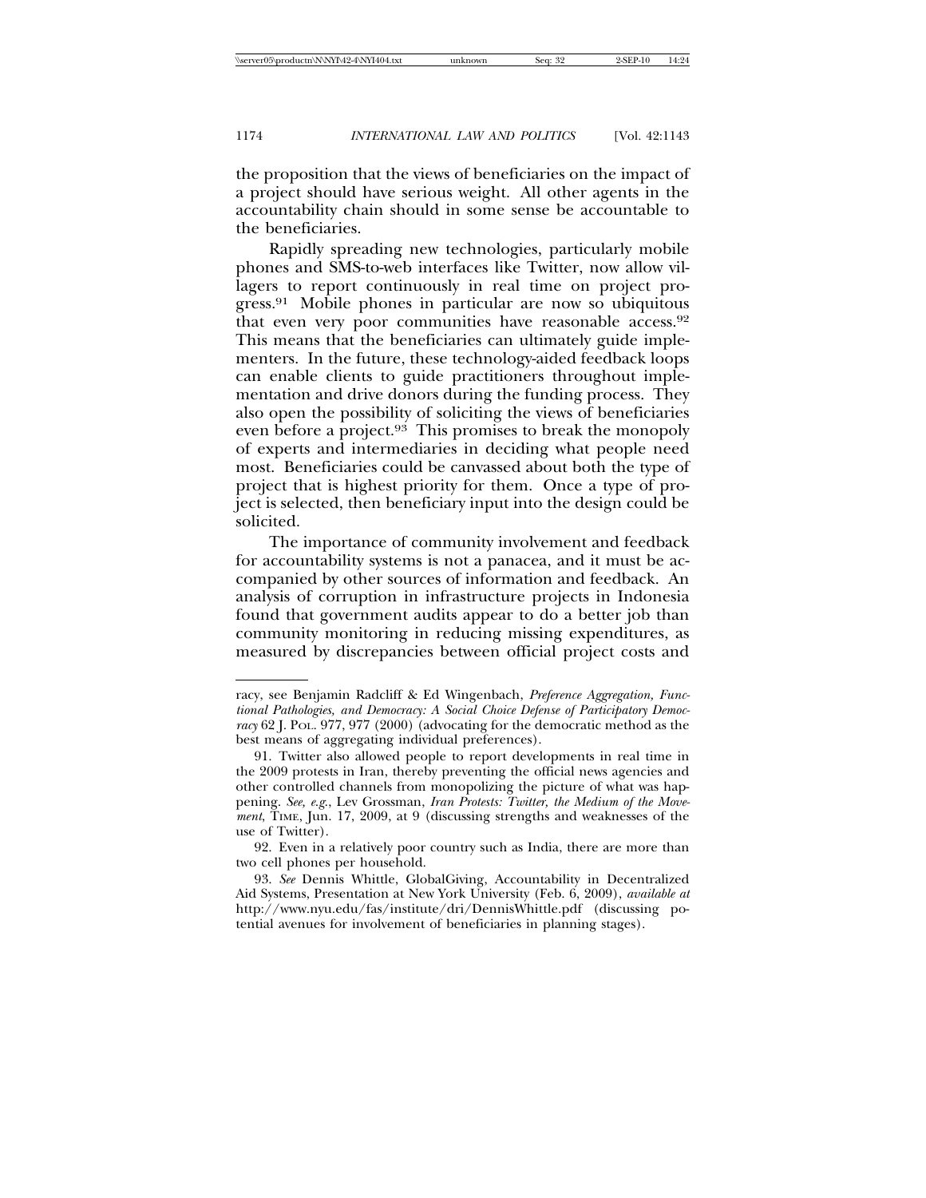the proposition that the views of beneficiaries on the impact of a project should have serious weight. All other agents in the accountability chain should in some sense be accountable to the beneficiaries.

Rapidly spreading new technologies, particularly mobile phones and SMS-to-web interfaces like Twitter, now allow villagers to report continuously in real time on project progress.[91] Mobile phones in particular are now so ubiquitous that even very poor communities have reasonable access.[92] This means that the beneficiaries can ultimately guide implementers. In the future, these technology-aided feedback loops can enable clients to guide practitioners throughout implementation and drive donors during the funding process. They also open the possibility of soliciting the views of beneficiaries even before a project.[93] This promises to break the monopoly of experts and intermediaries in deciding what people need most. Beneficiaries could be canvassed about both the type of project that is highest priority for them. Once a type of project is selected, then beneficiary input into the design could be solicited.

The importance of community involvement and feedback for accountability systems is not a panacea, and it must be accompanied by other sources of information and feedback. An analysis of corruption in infrastructure projects in Indonesia found that government audits appear to do a better job than community monitoring in reducing missing expenditures, as measured by discrepancies between official project costs and

---

racy, see Benjamin Radcliff & Ed Wingenbach, *Preference Aggregation, Functional Pathologies, and Democracy: A Social Choice Defense of Participatory Democracy* 62 J. POL. 977, 977 (2000) (advocating for the democratic method as the best means of aggregating individual preferences).

91. Twitter also allowed people to report developments in real time in the 2009 protests in Iran, thereby preventing the official news agencies and other controlled channels from monopolizing the picture of what was happening. *See, e.g.*, Lev Grossman, *Iran Protests: Twitter, the Medium of the Movement*, TIME, Jun. 17, 2009, at 9 (discussing strengths and weaknesses of the use of Twitter).

92. Even in a relatively poor country such as India, there are more than two cell phones per household.

93. *See* Dennis Whittle, GlobalGiving, Accountability in Decentralized Aid Systems, Presentation at New York University (Feb. 6, 2009), *available at* http://www.nyu.edu/fas/institute/dri/DennisWhittle.pdf (discussing potential avenues for involvement of beneficiaries in planning stages).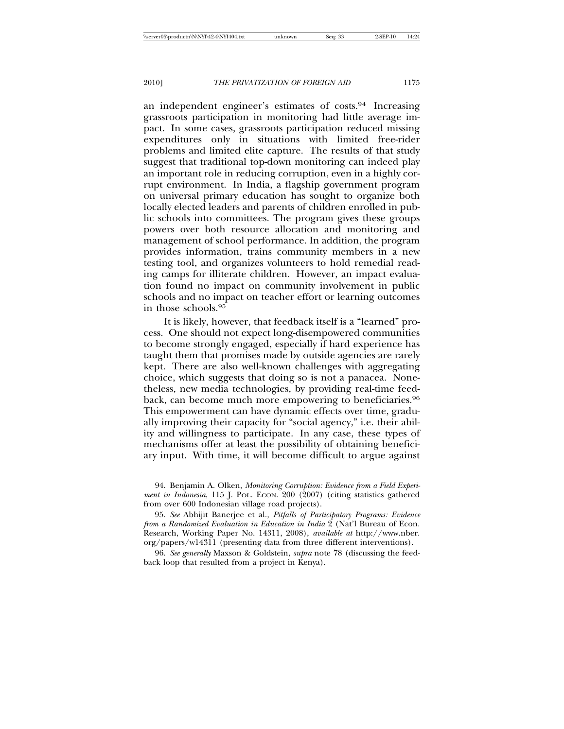an independent engineer's estimates of costs.[94] Increasing grassroots participation in monitoring had little average impact. In some cases, grassroots participation reduced missing expenditures only in situations with limited free-rider problems and limited elite capture. The results of that study suggest that traditional top-down monitoring can indeed play an important role in reducing corruption, even in a highly corrupt environment. In India, a flagship government program on universal primary education has sought to organize both locally elected leaders and parents of children enrolled in public schools into committees. The program gives these groups powers over both resource allocation and monitoring and management of school performance. In addition, the program provides information, trains community members in a new testing tool, and organizes volunteers to hold remedial reading camps for illiterate children. However, an impact evaluation found no impact on community involvement in public schools and no impact on teacher effort or learning outcomes in those schools.[95]

It is likely, however, that feedback itself is a "learned" process. One should not expect long-disempowered communities to become strongly engaged, especially if hard experience has taught them that promises made by outside agencies are rarely kept. There are also well-known challenges with aggregating choice, which suggests that doing so is not a panacea. Nonetheless, new media technologies, by providing real-time feedback, can become much more empowering to beneficiaries.[96] This empowerment can have dynamic effects over time, gradually improving their capacity for "social agency," i.e. their ability and willingness to participate. In any case, these types of mechanisms offer at least the possibility of obtaining beneficiary input. With time, it will become difficult to argue against

---

94. Benjamin A. Olken, *Monitoring Corruption: Evidence from a Field Experiment in Indonesia*, 115 J. POL. ECON. 200 (2007) (citing statistics gathered from over 600 Indonesian village road projects).

95. *See* Abhijit Banerjee et al., *Pitfalls of Participatory Programs: Evidence from a Randomized Evaluation in Education in India* 2 (Nat'l Bureau of Econ. Research, Working Paper No. 14311, 2008), *available at* http://www.nber.org/papers/w14311 (presenting data from three different interventions).

96. *See generally* Maxson & Goldstein, *supra* note 78 (discussing the feedback loop that resulted from a project in Kenya).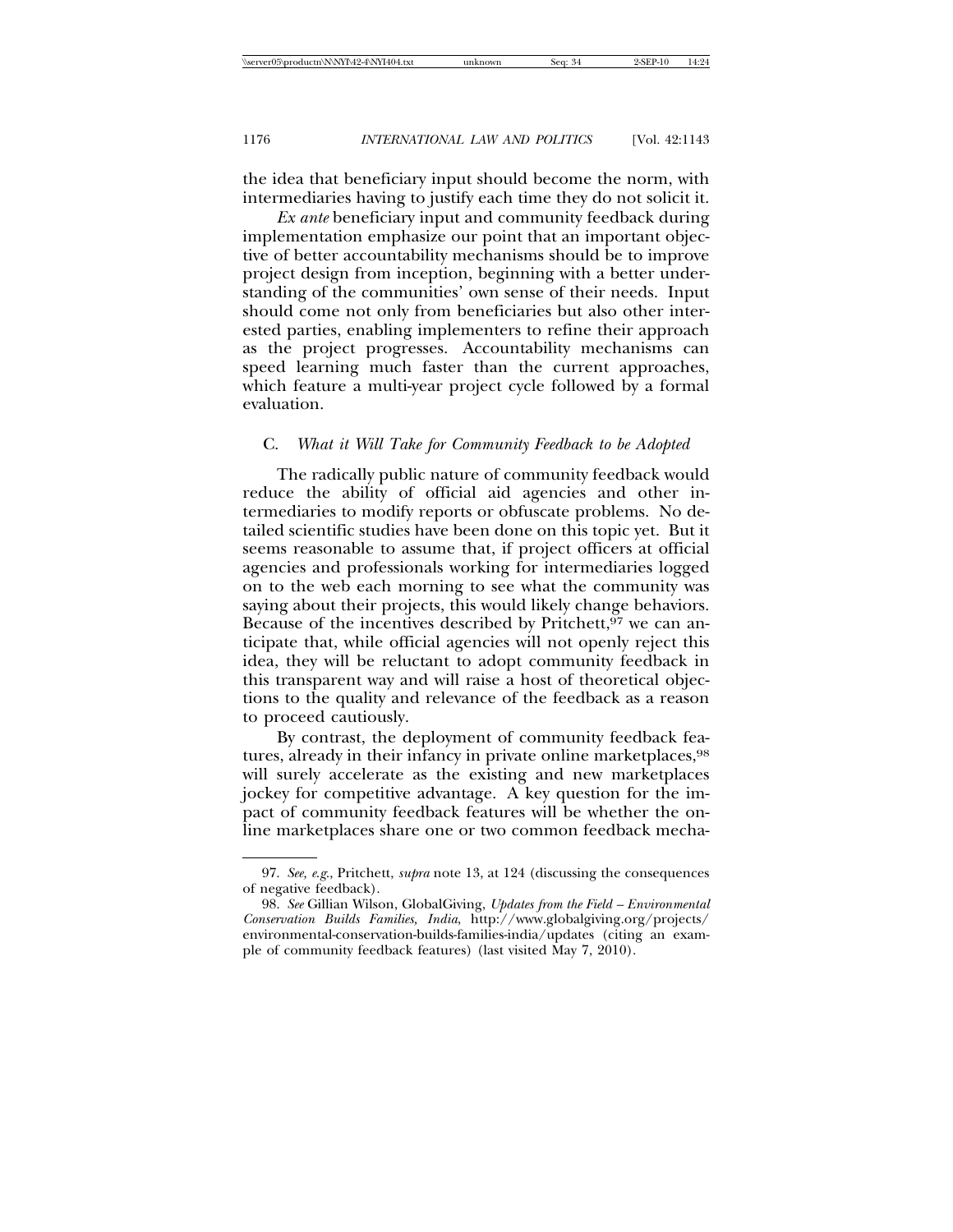the idea that beneficiary input should become the norm, with intermediaries having to justify each time they do not solicit it.

*Ex ante* beneficiary input and community feedback during implementation emphasize our point that an important objective of better accountability mechanisms should be to improve project design from inception, beginning with a better understanding of the communities' own sense of their needs. Input should come not only from beneficiaries but also other interested parties, enabling implementers to refine their approach as the project progresses. Accountability mechanisms can speed learning much faster than the current approaches, which feature a multi-year project cycle followed by a formal evaluation.

### C. *What it Will Take for Community Feedback to be Adopted*

The radically public nature of community feedback would reduce the ability of official aid agencies and other intermediaries to modify reports or obfuscate problems. No detailed scientific studies have been done on this topic yet. But it seems reasonable to assume that, if project officers at official agencies and professionals working for intermediaries logged on to the web each morning to see what the community was saying about their projects, this would likely change behaviors. Because of the incentives described by Pritchett,[97] we can anticipate that, while official agencies will not openly reject this idea, they will be reluctant to adopt community feedback in this transparent way and will raise a host of theoretical objections to the quality and relevance of the feedback as a reason to proceed cautiously.

By contrast, the deployment of community feedback features, already in their infancy in private online marketplaces,[98] will surely accelerate as the existing and new marketplaces jockey for competitive advantage. A key question for the impact of community feedback features will be whether the online marketplaces share one or two common feedback mecha-

---

97. *See, e.g.*, Pritchett, *supra* note 13, at 124 (discussing the consequences of negative feedback).

98. *See* Gillian Wilson, GlobalGiving, *Updates from the Field – Environmental Conservation Builds Families, India*, http://www.globalgiving.org/projects/environmental-conservation-builds-families-india/updates (citing an example of community feedback features) (last visited May 7, 2010).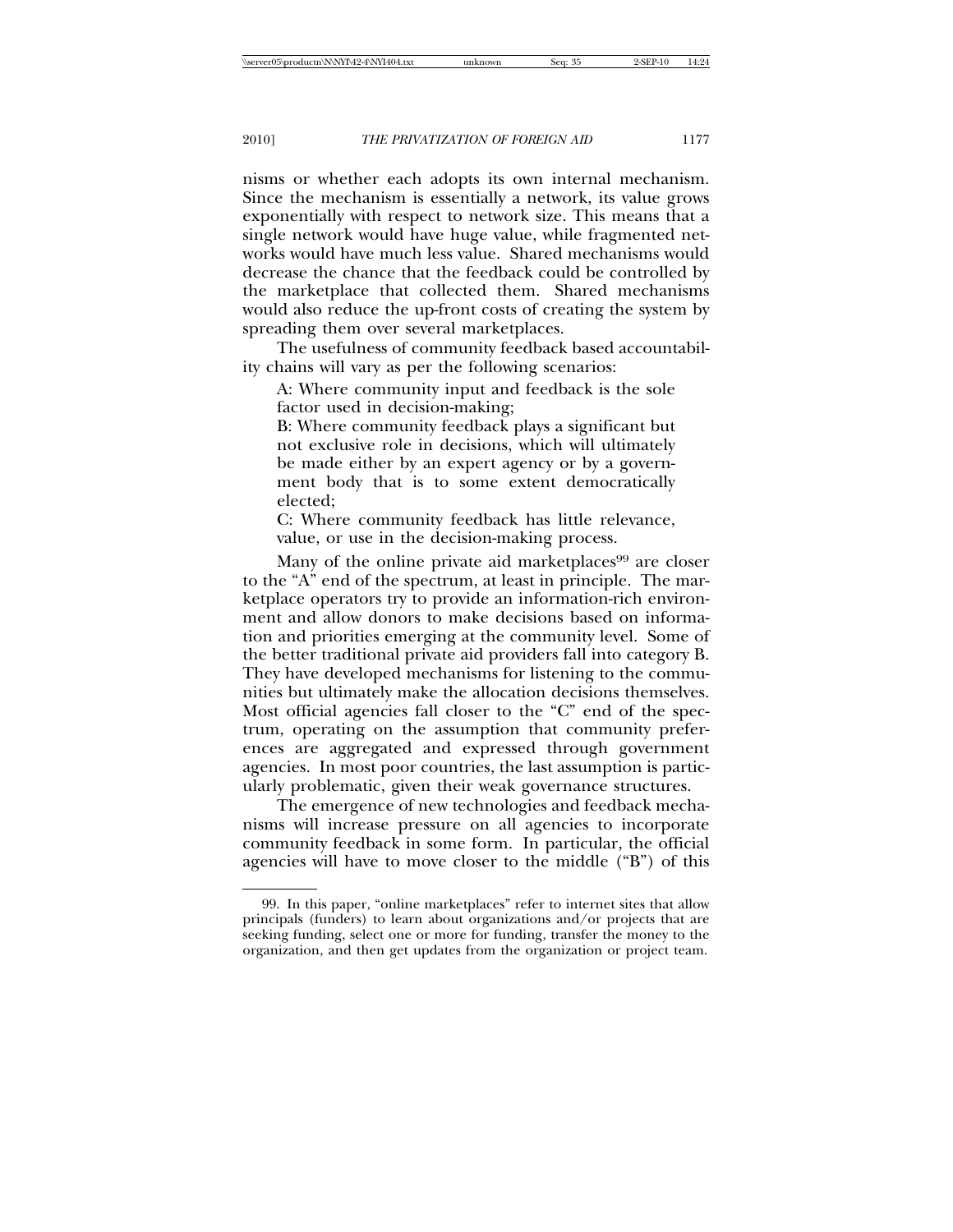nisms or whether each adopts its own internal mechanism. Since the mechanism is essentially a network, its value grows exponentially with respect to network size. This means that a single network would have huge value, while fragmented networks would have much less value. Shared mechanisms would decrease the chance that the feedback could be controlled by the marketplace that collected them. Shared mechanisms would also reduce the up-front costs of creating the system by spreading them over several marketplaces.

The usefulness of community feedback based accountability chains will vary as per the following scenarios:

> A: Where community input and feedback is the sole factor used in decision-making;
>
> B: Where community feedback plays a significant but not exclusive role in decisions, which will ultimately be made either by an expert agency or by a government body that is to some extent democratically elected;
>
> C: Where community feedback has little relevance, value, or use in the decision-making process.

Many of the online private aid marketplaces[99] are closer to the "A" end of the spectrum, at least in principle. The marketplace operators try to provide an information-rich environment and allow donors to make decisions based on information and priorities emerging at the community level. Some of the better traditional private aid providers fall into category B. They have developed mechanisms for listening to the communities but ultimately make the allocation decisions themselves. Most official agencies fall closer to the "C" end of the spectrum, operating on the assumption that community preferences are aggregated and expressed through government agencies. In most poor countries, the last assumption is particularly problematic, given their weak governance structures.

The emergence of new technologies and feedback mechanisms will increase pressure on all agencies to incorporate community feedback in some form. In particular, the official agencies will have to move closer to the middle ("B") of this

---

99. In this paper, "online marketplaces" refer to internet sites that allow principals (funders) to learn about organizations and/or projects that are seeking funding, select one or more for funding, transfer the money to the organization, and then get updates from the organization or project team.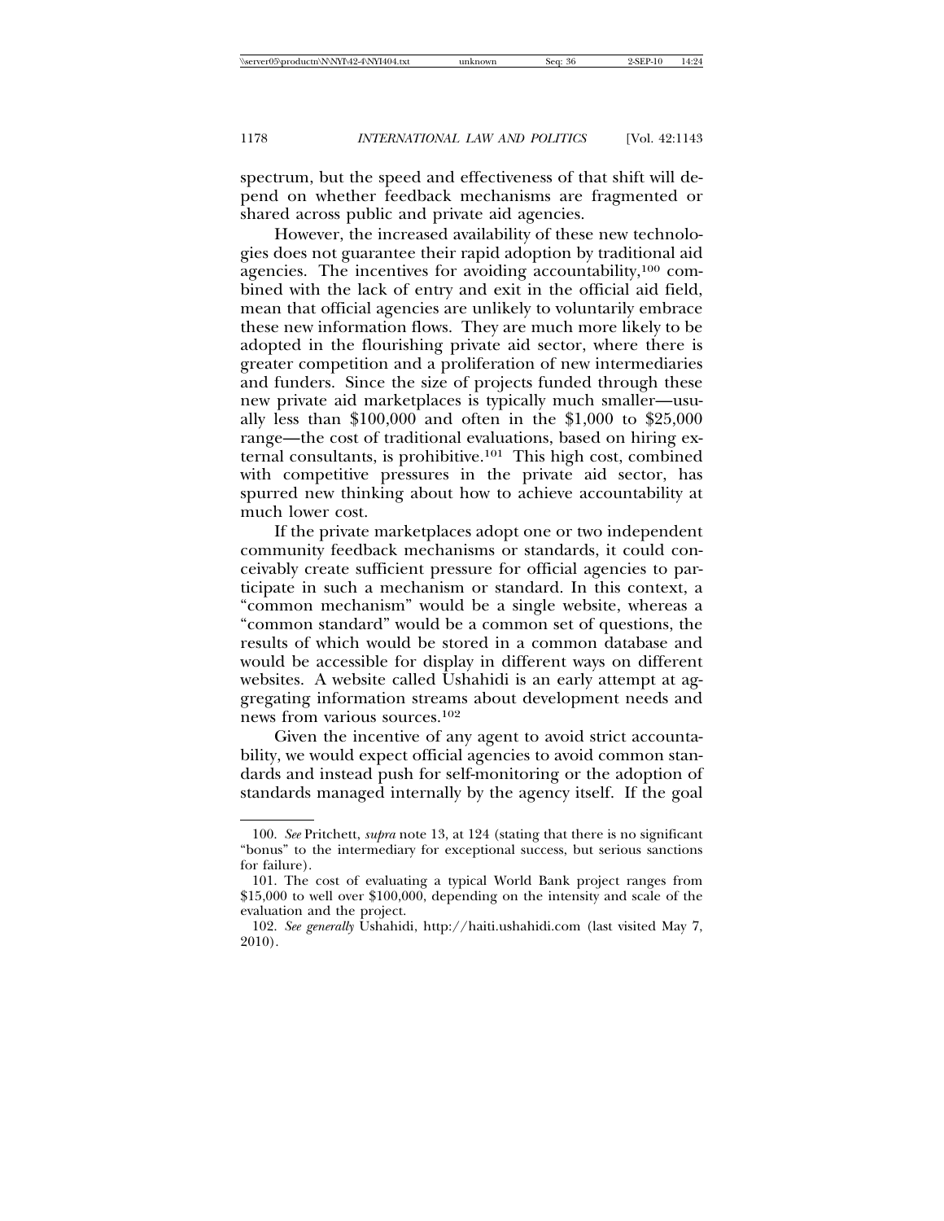spectrum, but the speed and effectiveness of that shift will depend on whether feedback mechanisms are fragmented or shared across public and private aid agencies.

However, the increased availability of these new technologies does not guarantee their rapid adoption by traditional aid agencies. The incentives for avoiding accountability,[100] combined with the lack of entry and exit in the official aid field, mean that official agencies are unlikely to voluntarily embrace these new information flows. They are much more likely to be adopted in the flourishing private aid sector, where there is greater competition and a proliferation of new intermediaries and funders. Since the size of projects funded through these new private aid marketplaces is typically much smaller—usually less than $100,000 and often in the $1,000 to $25,000 range—the cost of traditional evaluations, based on hiring external consultants, is prohibitive.[101] This high cost, combined with competitive pressures in the private aid sector, has spurred new thinking about how to achieve accountability at much lower cost.

If the private marketplaces adopt one or two independent community feedback mechanisms or standards, it could conceivably create sufficient pressure for official agencies to participate in such a mechanism or standard. In this context, a "common mechanism" would be a single website, whereas a "common standard" would be a common set of questions, the results of which would be stored in a common database and would be accessible for display in different ways on different websites. A website called Ushahidi is an early attempt at aggregating information streams about development needs and news from various sources.[102]

Given the incentive of any agent to avoid strict accountability, we would expect official agencies to avoid common standards and instead push for self-monitoring or the adoption of standards managed internally by the agency itself. If the goal

---

100. *See* Pritchett, *supra* note 13, at 124 (stating that there is no significant "bonus" to the intermediary for exceptional success, but serious sanctions for failure).

101. The cost of evaluating a typical World Bank project ranges from $15,000 to well over $100,000, depending on the intensity and scale of the evaluation and the project.

102. *See generally* Ushahidi, http://haiti.ushahidi.com (last visited May 7, 2010).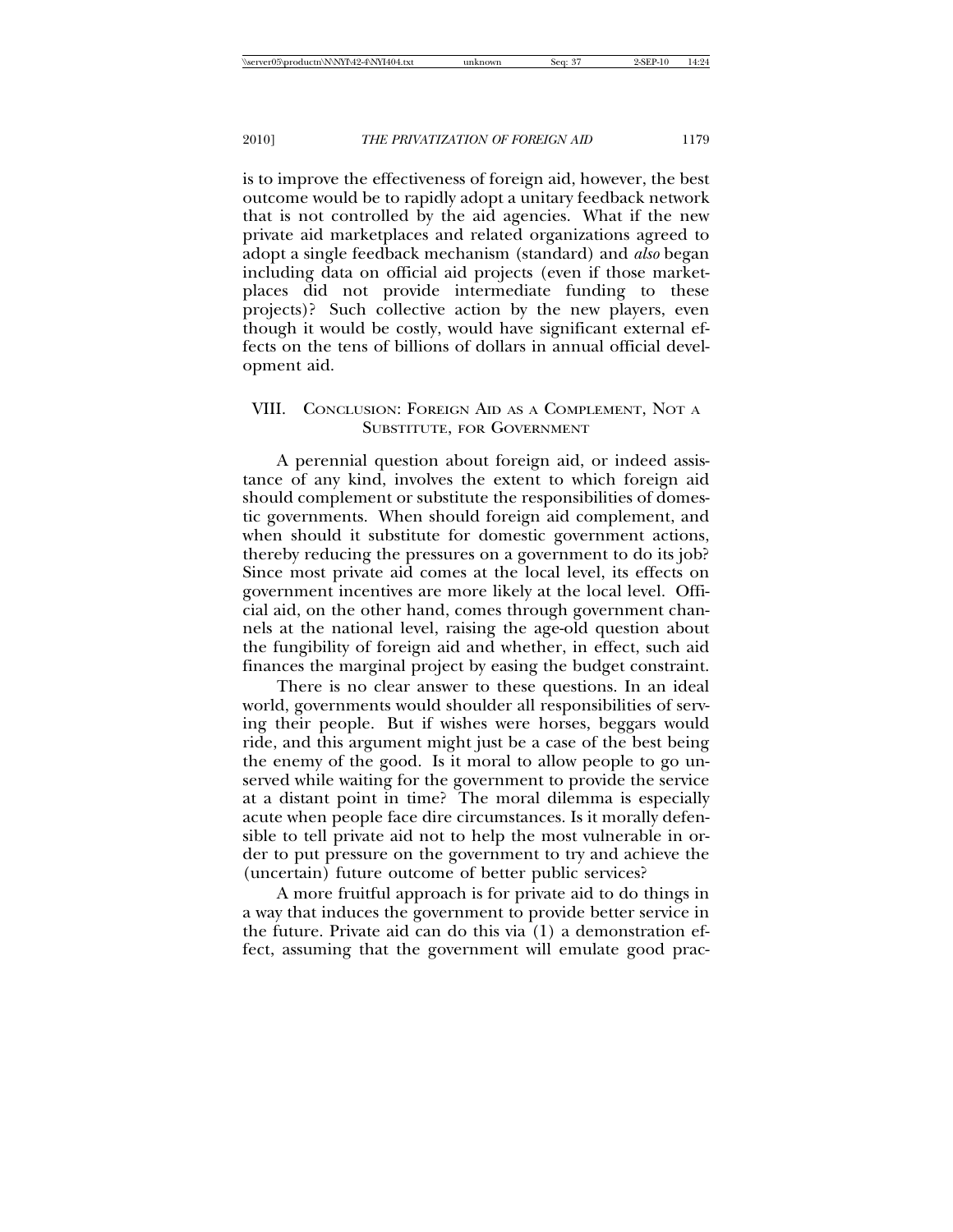is to improve the effectiveness of foreign aid, however, the best outcome would be to rapidly adopt a unitary feedback network that is not controlled by the aid agencies. What if the new private aid marketplaces and related organizations agreed to adopt a single feedback mechanism (standard) and *also* began including data on official aid projects (even if those marketplaces did not provide intermediate funding to these projects)? Such collective action by the new players, even though it would be costly, would have significant external effects on the tens of billions of dollars in annual official development aid.

## VIII. Conclusion: Foreign Aid as a Complement, Not a Substitute, for Government

A perennial question about foreign aid, or indeed assistance of any kind, involves the extent to which foreign aid should complement or substitute the responsibilities of domestic governments. When should foreign aid complement, and when should it substitute for domestic government actions, thereby reducing the pressures on a government to do its job? Since most private aid comes at the local level, its effects on government incentives are more likely at the local level. Official aid, on the other hand, comes through government channels at the national level, raising the age-old question about the fungibility of foreign aid and whether, in effect, such aid finances the marginal project by easing the budget constraint.

There is no clear answer to these questions. In an ideal world, governments would shoulder all responsibilities of serving their people. But if wishes were horses, beggars would ride, and this argument might just be a case of the best being the enemy of the good. Is it moral to allow people to go unserved while waiting for the government to provide the service at a distant point in time? The moral dilemma is especially acute when people face dire circumstances. Is it morally defensible to tell private aid not to help the most vulnerable in order to put pressure on the government to try and achieve the (uncertain) future outcome of better public services?

A more fruitful approach is for private aid to do things in a way that induces the government to provide better service in the future. Private aid can do this via (1) a demonstration effect, assuming that the government will emulate good prac-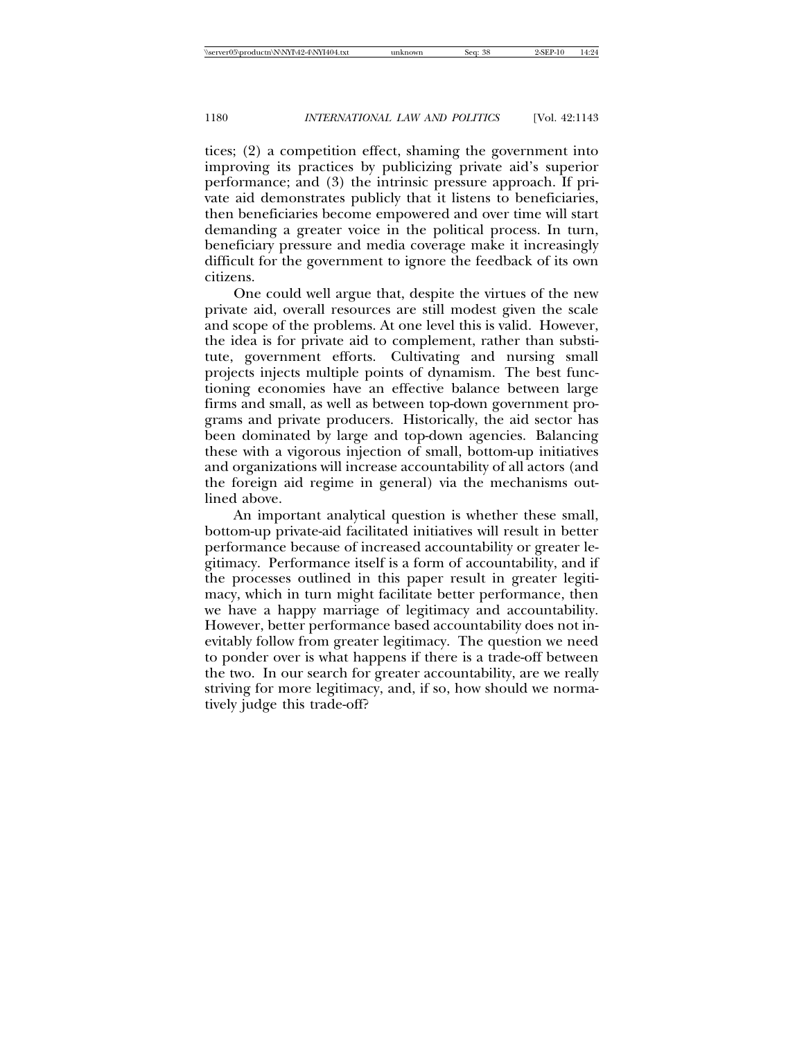tices; (2) a competition effect, shaming the government into improving its practices by publicizing private aid's superior performance; and (3) the intrinsic pressure approach. If private aid demonstrates publicly that it listens to beneficiaries, then beneficiaries become empowered and over time will start demanding a greater voice in the political process. In turn, beneficiary pressure and media coverage make it increasingly difficult for the government to ignore the feedback of its own citizens.

One could well argue that, despite the virtues of the new private aid, overall resources are still modest given the scale and scope of the problems. At one level this is valid. However, the idea is for private aid to complement, rather than substitute, government efforts. Cultivating and nursing small projects injects multiple points of dynamism. The best functioning economies have an effective balance between large firms and small, as well as between top-down government programs and private producers. Historically, the aid sector has been dominated by large and top-down agencies. Balancing these with a vigorous injection of small, bottom-up initiatives and organizations will increase accountability of all actors (and the foreign aid regime in general) via the mechanisms outlined above.

An important analytical question is whether these small, bottom-up private-aid facilitated initiatives will result in better performance because of increased accountability or greater legitimacy. Performance itself is a form of accountability, and if the processes outlined in this paper result in greater legitimacy, which in turn might facilitate better performance, then we have a happy marriage of legitimacy and accountability. However, better performance based accountability does not inevitably follow from greater legitimacy. The question we need to ponder over is what happens if there is a trade-off between the two. In our search for greater accountability, are we really striving for more legitimacy, and, if so, how should we normatively judge this trade-off?